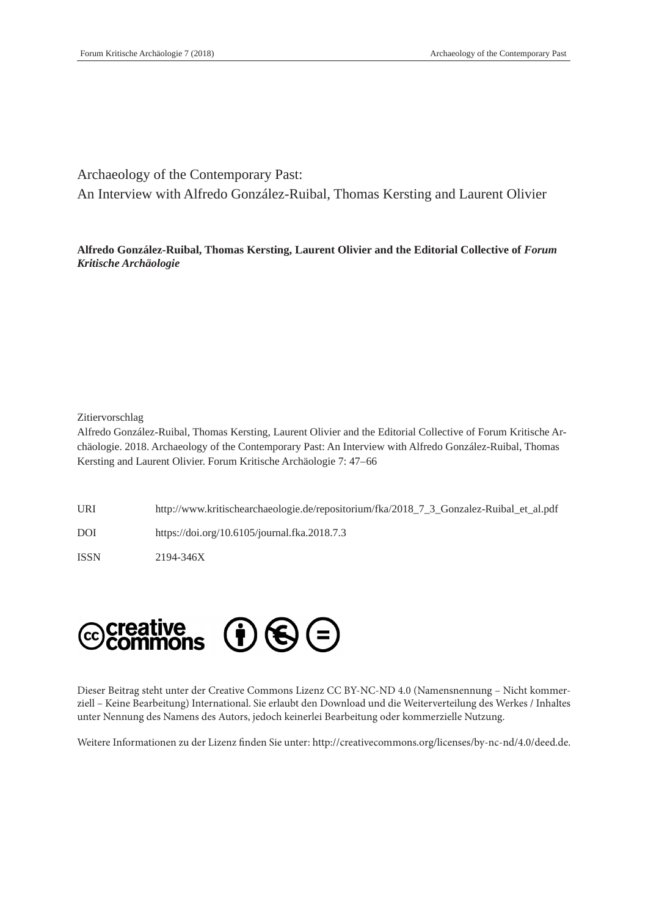# Archaeology of the Contemporary Past:
# An Interview with Alfredo González-Ruibal, Thomas Kersting and Laurent Olivier

**Alfredo González-Ruibal, Thomas Kersting, Laurent Olivier and the Editorial Collective of *Forum Kritische Archäologie***

Zitiervorschlag

Alfredo González-Ruibal, Thomas Kersting, Laurent Olivier and the Editorial Collective of Forum Kritische Archäologie. 2018. Archaeology of the Contemporary Past: An Interview with Alfredo González-Ruibal, Thomas Kersting and Laurent Olivier. Forum Kritische Archäologie 7: 47–66

URI http://www.kritischearchaeologie.de/repositorium/fka/2018_7_3_Gonzalez-Ruibal_et_al.pdf

DOI https://doi.org/10.6105/journal.fka.2018.7.3

ISSN 2194-346X

Dieser Beitrag steht unter der Creative Commons Lizenz CC BY-NC-ND 4.0 (Namensnennung – Nicht kommerziell – Keine Bearbeitung) International. Sie erlaubt den Download und die Weiterverteilung des Werkes / Inhaltes unter Nennung des Namens des Autors, jedoch keinerlei Bearbeitung oder kommerzielle Nutzung.

Weitere Informationen zu der Lizenz finden Sie unter: http://creativecommons.org/licenses/by-nc-nd/4.0/deed.de.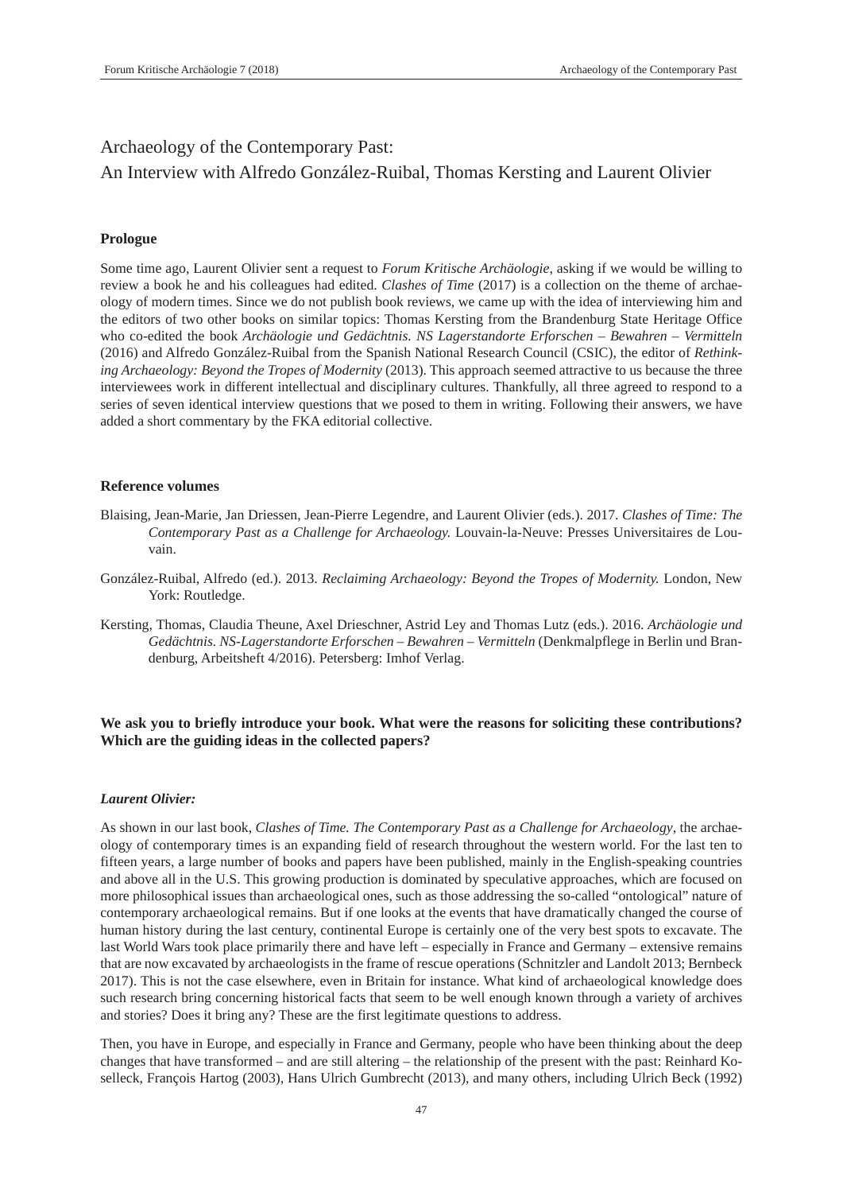# Archaeology of the Contemporary Past: An Interview with Alfredo González-Ruibal, Thomas Kersting and Laurent Olivier

### Prologue

Some time ago, Laurent Olivier sent a request to *Forum Kritische Archäologie*, asking if we would be willing to review a book he and his colleagues had edited. *Clashes of Time* (2017) is a collection on the theme of archaeology of modern times. Since we do not publish book reviews, we came up with the idea of interviewing him and the editors of two other books on similar topics: Thomas Kersting from the Brandenburg State Heritage Office who co-edited the book *Archäologie und Gedächtnis. NS Lagerstandorte Erforschen – Bewahren – Vermitteln* (2016) and Alfredo González-Ruibal from the Spanish National Research Council (CSIC), the editor of *Rethinking Archaeology: Beyond the Tropes of Modernity* (2013). This approach seemed attractive to us because the three interviewees work in different intellectual and disciplinary cultures. Thankfully, all three agreed to respond to a series of seven identical interview questions that we posed to them in writing. Following their answers, we have added a short commentary by the FKA editorial collective.

### Reference volumes

Blaising, Jean-Marie, Jan Driessen, Jean-Pierre Legendre, and Laurent Olivier (eds.). 2017. *Clashes of Time: The Contemporary Past as a Challenge for Archaeology.* Louvain-la-Neuve: Presses Universitaires de Louvain.

González-Ruibal, Alfredo (ed.). 2013. *Reclaiming Archaeology: Beyond the Tropes of Modernity.* London, New York: Routledge.

Kersting, Thomas, Claudia Theune, Axel Drieschner, Astrid Ley and Thomas Lutz (eds.). 2016. *Archäologie und Gedächtnis. NS-Lagerstandorte Erforschen – Bewahren – Vermitteln* (Denkmalpflege in Berlin und Brandenburg, Arbeitsheft 4/2016). Petersberg: Imhof Verlag.

### We ask you to briefly introduce your book. What were the reasons for soliciting these contributions? Which are the guiding ideas in the collected papers?

***Laurent Olivier:***

As shown in our last book, *Clashes of Time. The Contemporary Past as a Challenge for Archaeology*, the archaeology of contemporary times is an expanding field of research throughout the western world. For the last ten to fifteen years, a large number of books and papers have been published, mainly in the English-speaking countries and above all in the U.S. This growing production is dominated by speculative approaches, which are focused on more philosophical issues than archaeological ones, such as those addressing the so-called "ontological" nature of contemporary archaeological remains. But if one looks at the events that have dramatically changed the course of human history during the last century, continental Europe is certainly one of the very best spots to excavate. The last World Wars took place primarily there and have left – especially in France and Germany – extensive remains that are now excavated by archaeologists in the frame of rescue operations (Schnitzler and Landolt 2013; Bernbeck 2017). This is not the case elsewhere, even in Britain for instance. What kind of archaeological knowledge does such research bring concerning historical facts that seem to be well enough known through a variety of archives and stories? Does it bring any? These are the first legitimate questions to address.

Then, you have in Europe, and especially in France and Germany, people who have been thinking about the deep changes that have transformed – and are still altering – the relationship of the present with the past: Reinhard Koselleck, François Hartog (2003), Hans Ulrich Gumbrecht (2013), and many others, including Ulrich Beck (1992)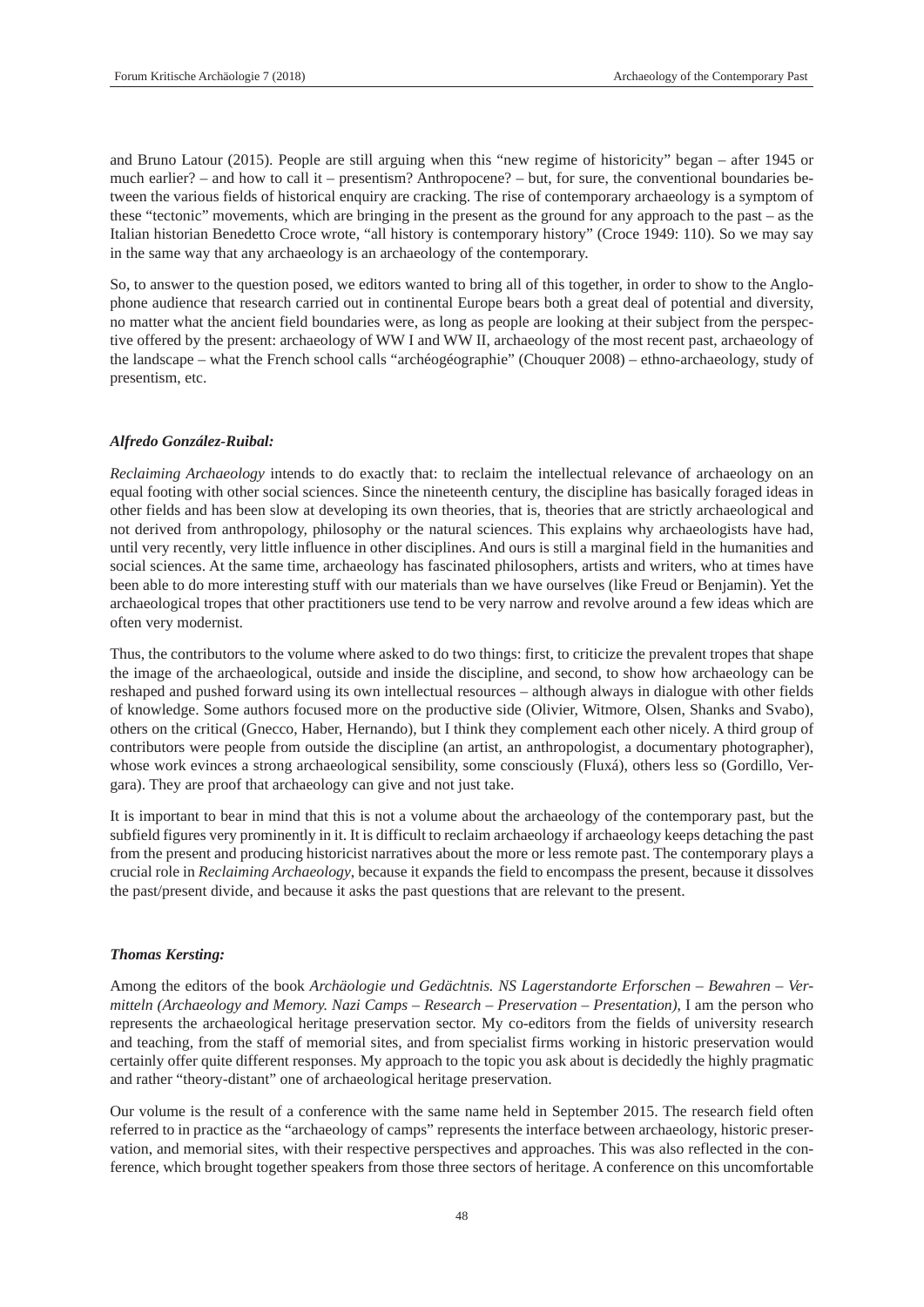and Bruno Latour (2015). People are still arguing when this "new regime of historicity" began – after 1945 or much earlier? – and how to call it – presentism? Anthropocene? – but, for sure, the conventional boundaries between the various fields of historical enquiry are cracking. The rise of contemporary archaeology is a symptom of these "tectonic" movements, which are bringing in the present as the ground for any approach to the past – as the Italian historian Benedetto Croce wrote, "all history is contemporary history" (Croce 1949: 110). So we may say in the same way that any archaeology is an archaeology of the contemporary.

So, to answer to the question posed, we editors wanted to bring all of this together, in order to show to the Anglophone audience that research carried out in continental Europe bears both a great deal of potential and diversity, no matter what the ancient field boundaries were, as long as people are looking at their subject from the perspective offered by the present: archaeology of WW I and WW II, archaeology of the most recent past, archaeology of the landscape – what the French school calls "archéogéographie" (Chouquer 2008) – ethno-archaeology, study of presentism, etc.

***Alfredo González-Ruibal:***

*Reclaiming Archaeology* intends to do exactly that: to reclaim the intellectual relevance of archaeology on an equal footing with other social sciences. Since the nineteenth century, the discipline has basically foraged ideas in other fields and has been slow at developing its own theories, that is, theories that are strictly archaeological and not derived from anthropology, philosophy or the natural sciences. This explains why archaeologists have had, until very recently, very little influence in other disciplines. And ours is still a marginal field in the humanities and social sciences. At the same time, archaeology has fascinated philosophers, artists and writers, who at times have been able to do more interesting stuff with our materials than we have ourselves (like Freud or Benjamin). Yet the archaeological tropes that other practitioners use tend to be very narrow and revolve around a few ideas which are often very modernist.

Thus, the contributors to the volume where asked to do two things: first, to criticize the prevalent tropes that shape the image of the archaeological, outside and inside the discipline, and second, to show how archaeology can be reshaped and pushed forward using its own intellectual resources – although always in dialogue with other fields of knowledge. Some authors focused more on the productive side (Olivier, Witmore, Olsen, Shanks and Svabo), others on the critical (Gnecco, Haber, Hernando), but I think they complement each other nicely. A third group of contributors were people from outside the discipline (an artist, an anthropologist, a documentary photographer), whose work evinces a strong archaeological sensibility, some consciously (Fluxá), others less so (Gordillo, Vergara). They are proof that archaeology can give and not just take.

It is important to bear in mind that this is not a volume about the archaeology of the contemporary past, but the subfield figures very prominently in it. It is difficult to reclaim archaeology if archaeology keeps detaching the past from the present and producing historicist narratives about the more or less remote past. The contemporary plays a crucial role in *Reclaiming Archaeology*, because it expands the field to encompass the present, because it dissolves the past/present divide, and because it asks the past questions that are relevant to the present.

***Thomas Kersting:***

Among the editors of the book *Archäologie und Gedächtnis. NS Lagerstandorte Erforschen – Bewahren – Vermitteln (Archaeology and Memory. Nazi Camps – Research – Preservation – Presentation)*, I am the person who represents the archaeological heritage preservation sector. My co-editors from the fields of university research and teaching, from the staff of memorial sites, and from specialist firms working in historic preservation would certainly offer quite different responses. My approach to the topic you ask about is decidedly the highly pragmatic and rather "theory-distant" one of archaeological heritage preservation.

Our volume is the result of a conference with the same name held in September 2015. The research field often referred to in practice as the "archaeology of camps" represents the interface between archaeology, historic preservation, and memorial sites, with their respective perspectives and approaches. This was also reflected in the conference, which brought together speakers from those three sectors of heritage. A conference on this uncomfortable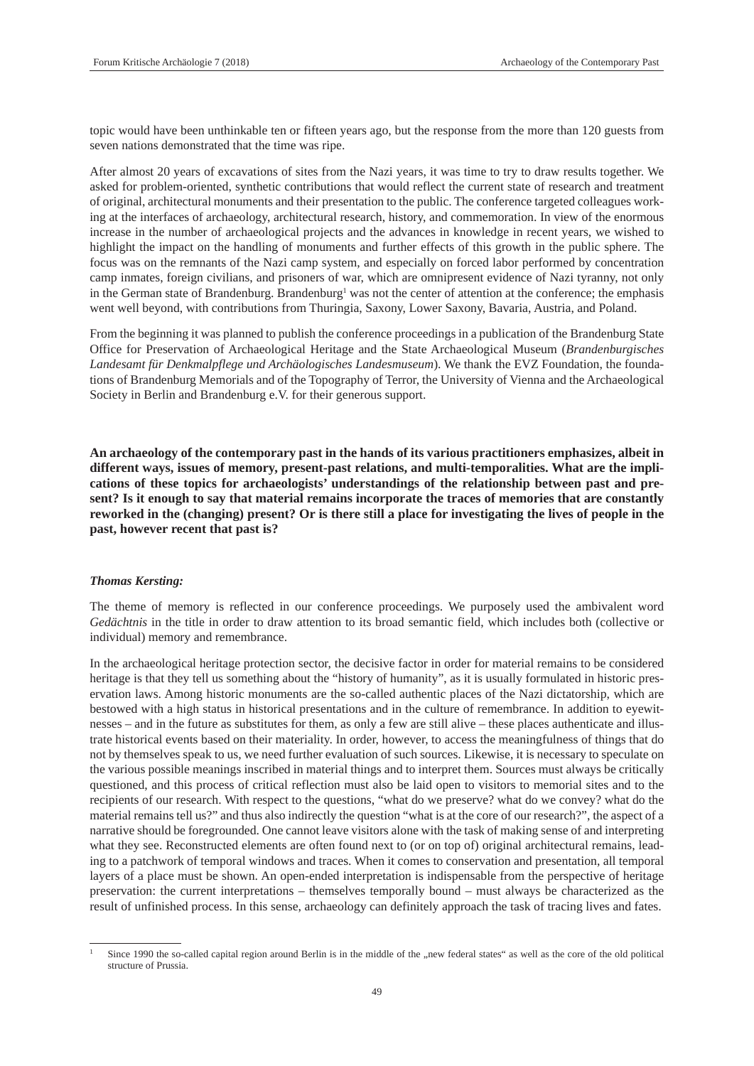topic would have been unthinkable ten or fifteen years ago, but the response from the more than 120 guests from seven nations demonstrated that the time was ripe.

After almost 20 years of excavations of sites from the Nazi years, it was time to try to draw results together. We asked for problem-oriented, synthetic contributions that would reflect the current state of research and treatment of original, architectural monuments and their presentation to the public. The conference targeted colleagues working at the interfaces of archaeology, architectural research, history, and commemoration. In view of the enormous increase in the number of archaeological projects and the advances in knowledge in recent years, we wished to highlight the impact on the handling of monuments and further effects of this growth in the public sphere. The focus was on the remnants of the Nazi camp system, and especially on forced labor performed by concentration camp inmates, foreign civilians, and prisoners of war, which are omnipresent evidence of Nazi tyranny, not only in the German state of Brandenburg. Brandenburg[1] was not the center of attention at the conference; the emphasis went well beyond, with contributions from Thuringia, Saxony, Lower Saxony, Bavaria, Austria, and Poland.

From the beginning it was planned to publish the conference proceedings in a publication of the Brandenburg State Office for Preservation of Archaeological Heritage and the State Archaeological Museum (*Brandenburgisches Landesamt für Denkmalpflege und Archäologisches Landesmuseum*). We thank the EVZ Foundation, the foundations of Brandenburg Memorials and of the Topography of Terror, the University of Vienna and the Archaeological Society in Berlin and Brandenburg e.V. for their generous support.

**An archaeology of the contemporary past in the hands of its various practitioners emphasizes, albeit in different ways, issues of memory, present-past relations, and multi-temporalities. What are the implications of these topics for archaeologists' understandings of the relationship between past and present? Is it enough to say that material remains incorporate the traces of memories that are constantly reworked in the (changing) present? Or is there still a place for investigating the lives of people in the past, however recent that past is?**

***Thomas Kersting:***

The theme of memory is reflected in our conference proceedings. We purposely used the ambivalent word *Gedächtnis* in the title in order to draw attention to its broad semantic field, which includes both (collective or individual) memory and remembrance.

In the archaeological heritage protection sector, the decisive factor in order for material remains to be considered heritage is that they tell us something about the "history of humanity", as it is usually formulated in historic preservation laws. Among historic monuments are the so-called authentic places of the Nazi dictatorship, which are bestowed with a high status in historical presentations and in the culture of remembrance. In addition to eyewitnesses – and in the future as substitutes for them, as only a few are still alive – these places authenticate and illustrate historical events based on their materiality. In order, however, to access the meaningfulness of things that do not by themselves speak to us, we need further evaluation of such sources. Likewise, it is necessary to speculate on the various possible meanings inscribed in material things and to interpret them. Sources must always be critically questioned, and this process of critical reflection must also be laid open to visitors to memorial sites and to the recipients of our research. With respect to the questions, "what do we preserve? what do we convey? what do the material remains tell us?" and thus also indirectly the question "what is at the core of our research?", the aspect of a narrative should be foregrounded. One cannot leave visitors alone with the task of making sense of and interpreting what they see. Reconstructed elements are often found next to (or on top of) original architectural remains, leading to a patchwork of temporal windows and traces. When it comes to conservation and presentation, all temporal layers of a place must be shown. An open-ended interpretation is indispensable from the perspective of heritage preservation: the current interpretations – themselves temporally bound – must always be characterized as the result of unfinished process. In this sense, archaeology can definitely approach the task of tracing lives and fates.

---

[1] Since 1990 the so-called capital region around Berlin is in the middle of the „new federal states" as well as the core of the old political structure of Prussia.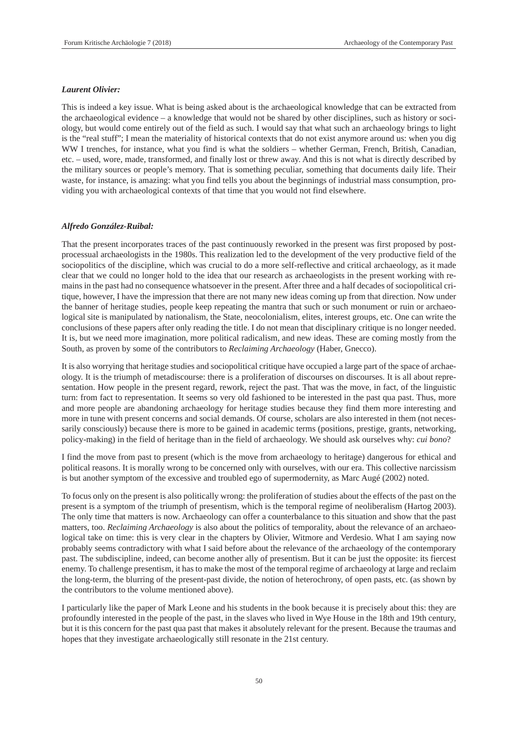***Laurent Olivier:***

This is indeed a key issue. What is being asked about is the archaeological knowledge that can be extracted from the archaeological evidence – a knowledge that would not be shared by other disciplines, such as history or sociology, but would come entirely out of the field as such. I would say that what such an archaeology brings to light is the "real stuff"; I mean the materiality of historical contexts that do not exist anymore around us: when you dig WW I trenches, for instance, what you find is what the soldiers – whether German, French, British, Canadian, etc. – used, wore, made, transformed, and finally lost or threw away. And this is not what is directly described by the military sources or people's memory. That is something peculiar, something that documents daily life. Their waste, for instance, is amazing: what you find tells you about the beginnings of industrial mass consumption, providing you with archaeological contexts of that time that you would not find elsewhere.

***Alfredo González-Ruibal:***

That the present incorporates traces of the past continuously reworked in the present was first proposed by post-processual archaeologists in the 1980s. This realization led to the development of the very productive field of the sociopolitics of the discipline, which was crucial to do a more self-reflective and critical archaeology, as it made clear that we could no longer hold to the idea that our research as archaeologists in the present working with remains in the past had no consequence whatsoever in the present. After three and a half decades of sociopolitical critique, however, I have the impression that there are not many new ideas coming up from that direction. Now under the banner of heritage studies, people keep repeating the mantra that such or such monument or ruin or archaeological site is manipulated by nationalism, the State, neocolonialism, elites, interest groups, etc. One can write the conclusions of these papers after only reading the title. I do not mean that disciplinary critique is no longer needed. It is, but we need more imagination, more political radicalism, and new ideas. These are coming mostly from the South, as proven by some of the contributors to *Reclaiming Archaeology* (Haber, Gnecco).

It is also worrying that heritage studies and sociopolitical critique have occupied a large part of the space of archaeology. It is the triumph of metadiscourse: there is a proliferation of discourses on discourses. It is all about representation. How people in the present regard, rework, reject the past. That was the move, in fact, of the linguistic turn: from fact to representation. It seems so very old fashioned to be interested in the past qua past. Thus, more and more people are abandoning archaeology for heritage studies because they find them more interesting and more in tune with present concerns and social demands. Of course, scholars are also interested in them (not necessarily consciously) because there is more to be gained in academic terms (positions, prestige, grants, networking, policy-making) in the field of heritage than in the field of archaeology. We should ask ourselves why: *cui bono*?

I find the move from past to present (which is the move from archaeology to heritage) dangerous for ethical and political reasons. It is morally wrong to be concerned only with ourselves, with our era. This collective narcissism is but another symptom of the excessive and troubled ego of supermodernity, as Marc Augé (2002) noted.

To focus only on the present is also politically wrong: the proliferation of studies about the effects of the past on the present is a symptom of the triumph of presentism, which is the temporal regime of neoliberalism (Hartog 2003). The only time that matters is now. Archaeology can offer a counterbalance to this situation and show that the past matters, too. *Reclaiming Archaeology* is also about the politics of temporality, about the relevance of an archaeological take on time: this is very clear in the chapters by Olivier, Witmore and Verdesio. What I am saying now probably seems contradictory with what I said before about the relevance of the archaeology of the contemporary past. The subdiscipline, indeed, can become another ally of presentism. But it can be just the opposite: its fiercest enemy. To challenge presentism, it has to make the most of the temporal regime of archaeology at large and reclaim the long-term, the blurring of the present-past divide, the notion of heterochrony, of open pasts, etc. (as shown by the contributors to the volume mentioned above).

I particularly like the paper of Mark Leone and his students in the book because it is precisely about this: they are profoundly interested in the people of the past, in the slaves who lived in Wye House in the 18th and 19th century, but it is this concern for the past qua past that makes it absolutely relevant for the present. Because the traumas and hopes that they investigate archaeologically still resonate in the 21st century.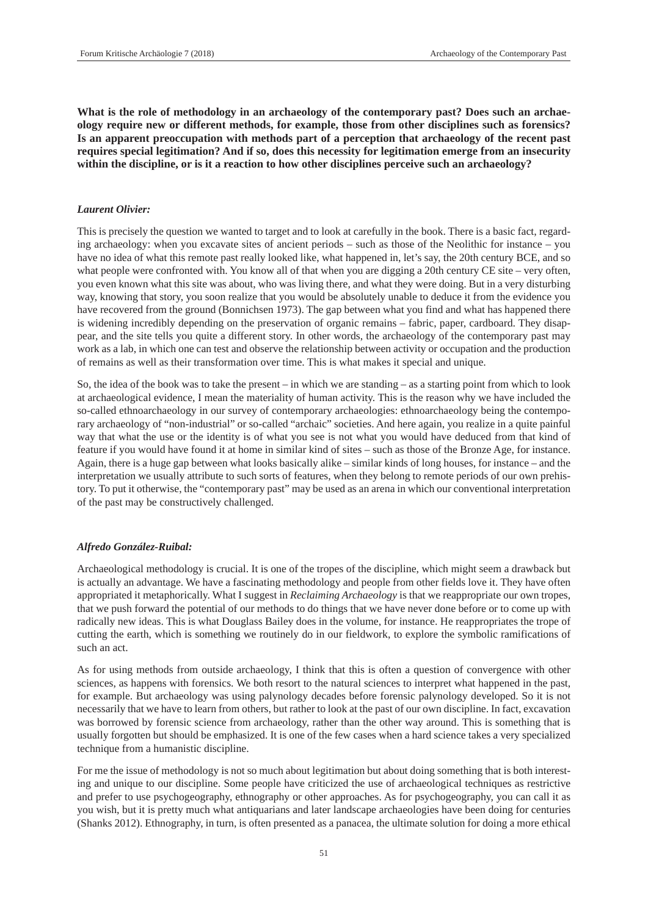**What is the role of methodology in an archaeology of the contemporary past? Does such an archaeology require new or different methods, for example, those from other disciplines such as forensics? Is an apparent preoccupation with methods part of a perception that archaeology of the recent past requires special legitimation? And if so, does this necessity for legitimation emerge from an insecurity within the discipline, or is it a reaction to how other disciplines perceive such an archaeology?**

***Laurent Olivier:***

This is precisely the question we wanted to target and to look at carefully in the book. There is a basic fact, regarding archaeology: when you excavate sites of ancient periods – such as those of the Neolithic for instance – you have no idea of what this remote past really looked like, what happened in, let's say, the 20th century BCE, and so what people were confronted with. You know all of that when you are digging a 20th century CE site – very often, you even known what this site was about, who was living there, and what they were doing. But in a very disturbing way, knowing that story, you soon realize that you would be absolutely unable to deduce it from the evidence you have recovered from the ground (Bonnichsen 1973). The gap between what you find and what has happened there is widening incredibly depending on the preservation of organic remains – fabric, paper, cardboard. They disappear, and the site tells you quite a different story. In other words, the archaeology of the contemporary past may work as a lab, in which one can test and observe the relationship between activity or occupation and the production of remains as well as their transformation over time. This is what makes it special and unique.

So, the idea of the book was to take the present – in which we are standing – as a starting point from which to look at archaeological evidence, I mean the materiality of human activity. This is the reason why we have included the so-called ethnoarchaeology in our survey of contemporary archaeologies: ethnoarchaeology being the contemporary archaeology of "non-industrial" or so-called "archaic" societies. And here again, you realize in a quite painful way that what the use or the identity is of what you see is not what you would have deduced from that kind of feature if you would have found it at home in similar kind of sites – such as those of the Bronze Age, for instance. Again, there is a huge gap between what looks basically alike – similar kinds of long houses, for instance – and the interpretation we usually attribute to such sorts of features, when they belong to remote periods of our own prehistory. To put it otherwise, the "contemporary past" may be used as an arena in which our conventional interpretation of the past may be constructively challenged.

***Alfredo González-Ruibal:***

Archaeological methodology is crucial. It is one of the tropes of the discipline, which might seem a drawback but is actually an advantage. We have a fascinating methodology and people from other fields love it. They have often appropriated it metaphorically. What I suggest in *Reclaiming Archaeology* is that we reappropriate our own tropes, that we push forward the potential of our methods to do things that we have never done before or to come up with radically new ideas. This is what Douglass Bailey does in the volume, for instance. He reappropriates the trope of cutting the earth, which is something we routinely do in our fieldwork, to explore the symbolic ramifications of such an act.

As for using methods from outside archaeology, I think that this is often a question of convergence with other sciences, as happens with forensics. We both resort to the natural sciences to interpret what happened in the past, for example. But archaeology was using palynology decades before forensic palynology developed. So it is not necessarily that we have to learn from others, but rather to look at the past of our own discipline. In fact, excavation was borrowed by forensic science from archaeology, rather than the other way around. This is something that is usually forgotten but should be emphasized. It is one of the few cases when a hard science takes a very specialized technique from a humanistic discipline.

For me the issue of methodology is not so much about legitimation but about doing something that is both interesting and unique to our discipline. Some people have criticized the use of archaeological techniques as restrictive and prefer to use psychogeography, ethnography or other approaches. As for psychogeography, you can call it as you wish, but it is pretty much what antiquarians and later landscape archaeologies have been doing for centuries (Shanks 2012). Ethnography, in turn, is often presented as a panacea, the ultimate solution for doing a more ethical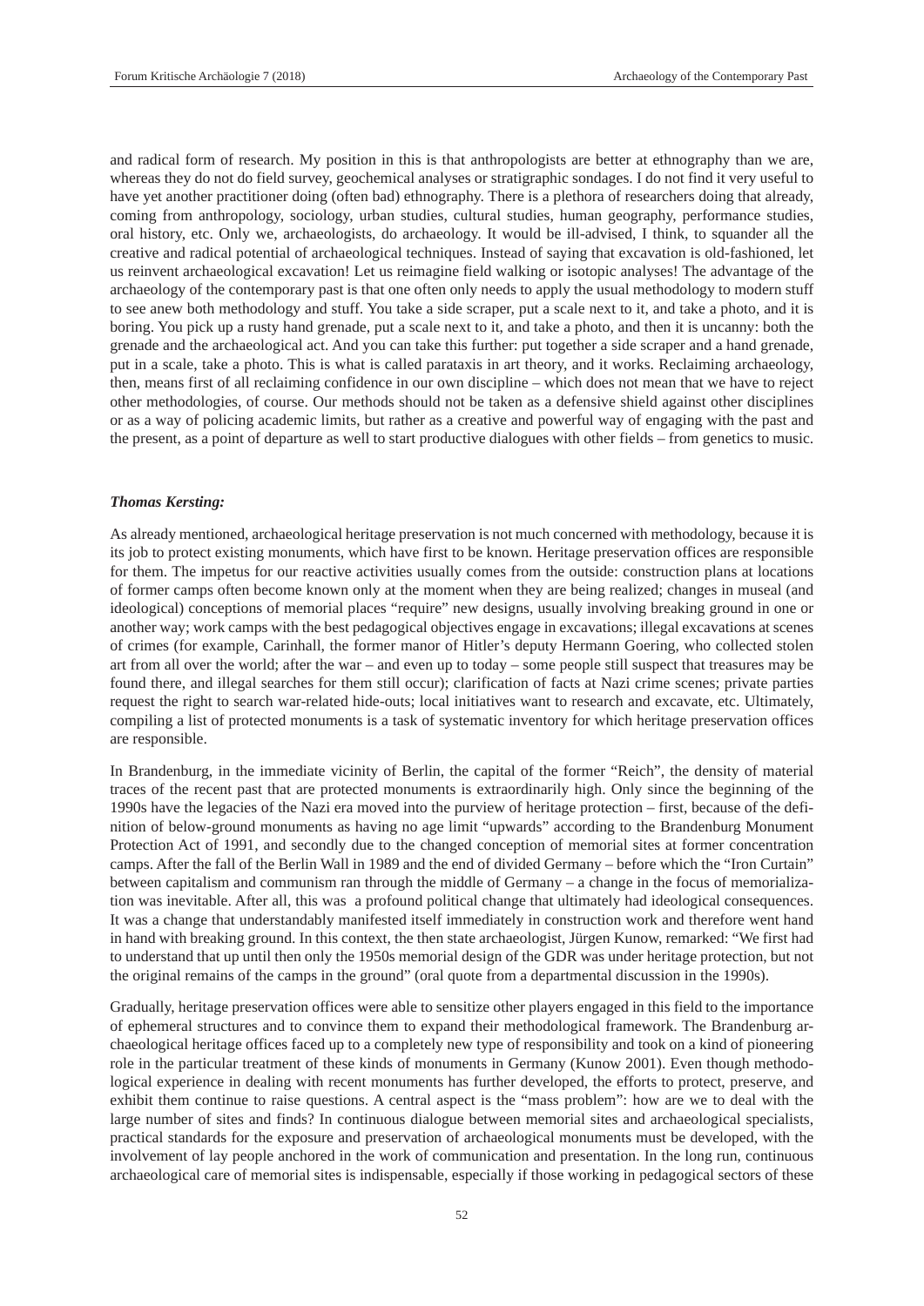and radical form of research. My position in this is that anthropologists are better at ethnography than we are, whereas they do not do field survey, geochemical analyses or stratigraphic sondages. I do not find it very useful to have yet another practitioner doing (often bad) ethnography. There is a plethora of researchers doing that already, coming from anthropology, sociology, urban studies, cultural studies, human geography, performance studies, oral history, etc. Only we, archaeologists, do archaeology. It would be ill-advised, I think, to squander all the creative and radical potential of archaeological techniques. Instead of saying that excavation is old-fashioned, let us reinvent archaeological excavation! Let us reimagine field walking or isotopic analyses! The advantage of the archaeology of the contemporary past is that one often only needs to apply the usual methodology to modern stuff to see anew both methodology and stuff. You take a side scraper, put a scale next to it, and take a photo, and it is boring. You pick up a rusty hand grenade, put a scale next to it, and take a photo, and then it is uncanny: both the grenade and the archaeological act. And you can take this further: put together a side scraper and a hand grenade, put in a scale, take a photo. This is what is called parataxis in art theory, and it works. Reclaiming archaeology, then, means first of all reclaiming confidence in our own discipline – which does not mean that we have to reject other methodologies, of course. Our methods should not be taken as a defensive shield against other disciplines or as a way of policing academic limits, but rather as a creative and powerful way of engaging with the past and the present, as a point of departure as well to start productive dialogues with other fields – from genetics to music.

***Thomas Kersting:***

As already mentioned, archaeological heritage preservation is not much concerned with methodology, because it is its job to protect existing monuments, which have first to be known. Heritage preservation offices are responsible for them. The impetus for our reactive activities usually comes from the outside: construction plans at locations of former camps often become known only at the moment when they are being realized; changes in museal (and ideological) conceptions of memorial places "require" new designs, usually involving breaking ground in one or another way; work camps with the best pedagogical objectives engage in excavations; illegal excavations at scenes of crimes (for example, Carinhall, the former manor of Hitler's deputy Hermann Goering, who collected stolen art from all over the world; after the war – and even up to today – some people still suspect that treasures may be found there, and illegal searches for them still occur); clarification of facts at Nazi crime scenes; private parties request the right to search war-related hide-outs; local initiatives want to research and excavate, etc. Ultimately, compiling a list of protected monuments is a task of systematic inventory for which heritage preservation offices are responsible.

In Brandenburg, in the immediate vicinity of Berlin, the capital of the former "Reich", the density of material traces of the recent past that are protected monuments is extraordinarily high. Only since the beginning of the 1990s have the legacies of the Nazi era moved into the purview of heritage protection – first, because of the definition of below-ground monuments as having no age limit "upwards" according to the Brandenburg Monument Protection Act of 1991, and secondly due to the changed conception of memorial sites at former concentration camps. After the fall of the Berlin Wall in 1989 and the end of divided Germany – before which the "Iron Curtain" between capitalism and communism ran through the middle of Germany – a change in the focus of memorialization was inevitable. After all, this was a profound political change that ultimately had ideological consequences. It was a change that understandably manifested itself immediately in construction work and therefore went hand in hand with breaking ground. In this context, the then state archaeologist, Jürgen Kunow, remarked: "We first had to understand that up until then only the 1950s memorial design of the GDR was under heritage protection, but not the original remains of the camps in the ground" (oral quote from a departmental discussion in the 1990s).

Gradually, heritage preservation offices were able to sensitize other players engaged in this field to the importance of ephemeral structures and to convince them to expand their methodological framework. The Brandenburg archaeological heritage offices faced up to a completely new type of responsibility and took on a kind of pioneering role in the particular treatment of these kinds of monuments in Germany (Kunow 2001). Even though methodological experience in dealing with recent monuments has further developed, the efforts to protect, preserve, and exhibit them continue to raise questions. A central aspect is the "mass problem": how are we to deal with the large number of sites and finds? In continuous dialogue between memorial sites and archaeological specialists, practical standards for the exposure and preservation of archaeological monuments must be developed, with the involvement of lay people anchored in the work of communication and presentation. In the long run, continuous archaeological care of memorial sites is indispensable, especially if those working in pedagogical sectors of these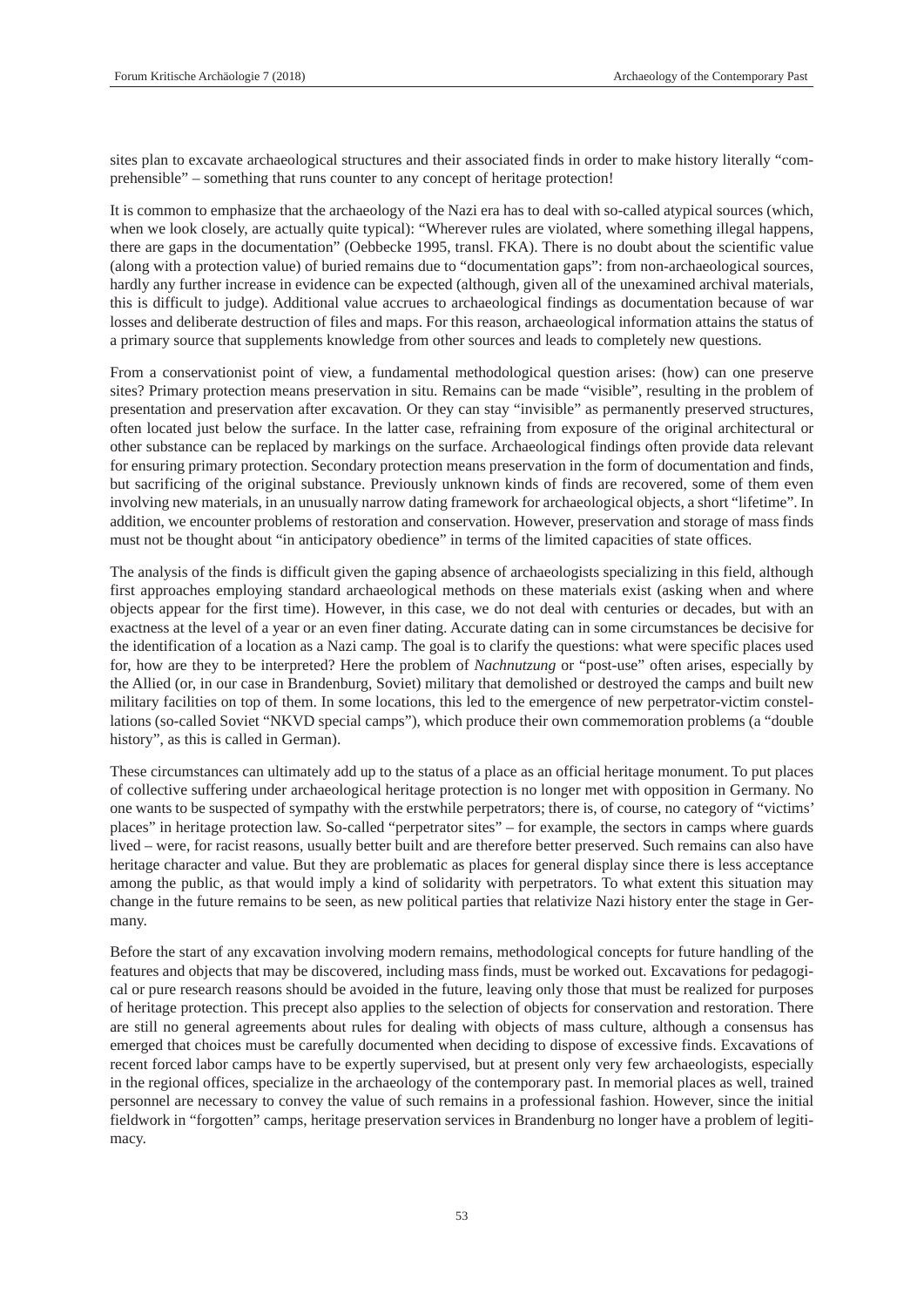sites plan to excavate archaeological structures and their associated finds in order to make history literally "comprehensible" – something that runs counter to any concept of heritage protection!

It is common to emphasize that the archaeology of the Nazi era has to deal with so-called atypical sources (which, when we look closely, are actually quite typical): "Wherever rules are violated, where something illegal happens, there are gaps in the documentation" (Oebbecke 1995, transl. FKA). There is no doubt about the scientific value (along with a protection value) of buried remains due to "documentation gaps": from non-archaeological sources, hardly any further increase in evidence can be expected (although, given all of the unexamined archival materials, this is difficult to judge). Additional value accrues to archaeological findings as documentation because of war losses and deliberate destruction of files and maps. For this reason, archaeological information attains the status of a primary source that supplements knowledge from other sources and leads to completely new questions.

From a conservationist point of view, a fundamental methodological question arises: (how) can one preserve sites? Primary protection means preservation in situ. Remains can be made "visible", resulting in the problem of presentation and preservation after excavation. Or they can stay "invisible" as permanently preserved structures, often located just below the surface. In the latter case, refraining from exposure of the original architectural or other substance can be replaced by markings on the surface. Archaeological findings often provide data relevant for ensuring primary protection. Secondary protection means preservation in the form of documentation and finds, but sacrificing of the original substance. Previously unknown kinds of finds are recovered, some of them even involving new materials, in an unusually narrow dating framework for archaeological objects, a short "lifetime". In addition, we encounter problems of restoration and conservation. However, preservation and storage of mass finds must not be thought about "in anticipatory obedience" in terms of the limited capacities of state offices.

The analysis of the finds is difficult given the gaping absence of archaeologists specializing in this field, although first approaches employing standard archaeological methods on these materials exist (asking when and where objects appear for the first time). However, in this case, we do not deal with centuries or decades, but with an exactness at the level of a year or an even finer dating. Accurate dating can in some circumstances be decisive for the identification of a location as a Nazi camp. The goal is to clarify the questions: what were specific places used for, how are they to be interpreted? Here the problem of *Nachnutzung* or "post-use" often arises, especially by the Allied (or, in our case in Brandenburg, Soviet) military that demolished or destroyed the camps and built new military facilities on top of them. In some locations, this led to the emergence of new perpetrator-victim constellations (so-called Soviet "NKVD special camps"), which produce their own commemoration problems (a "double history", as this is called in German).

These circumstances can ultimately add up to the status of a place as an official heritage monument. To put places of collective suffering under archaeological heritage protection is no longer met with opposition in Germany. No one wants to be suspected of sympathy with the erstwhile perpetrators; there is, of course, no category of "victims' places" in heritage protection law. So-called "perpetrator sites" – for example, the sectors in camps where guards lived – were, for racist reasons, usually better built and are therefore better preserved. Such remains can also have heritage character and value. But they are problematic as places for general display since there is less acceptance among the public, as that would imply a kind of solidarity with perpetrators. To what extent this situation may change in the future remains to be seen, as new political parties that relativize Nazi history enter the stage in Germany.

Before the start of any excavation involving modern remains, methodological concepts for future handling of the features and objects that may be discovered, including mass finds, must be worked out. Excavations for pedagogical or pure research reasons should be avoided in the future, leaving only those that must be realized for purposes of heritage protection. This precept also applies to the selection of objects for conservation and restoration. There are still no general agreements about rules for dealing with objects of mass culture, although a consensus has emerged that choices must be carefully documented when deciding to dispose of excessive finds. Excavations of recent forced labor camps have to be expertly supervised, but at present only very few archaeologists, especially in the regional offices, specialize in the archaeology of the contemporary past. In memorial places as well, trained personnel are necessary to convey the value of such remains in a professional fashion. However, since the initial fieldwork in "forgotten" camps, heritage preservation services in Brandenburg no longer have a problem of legitimacy.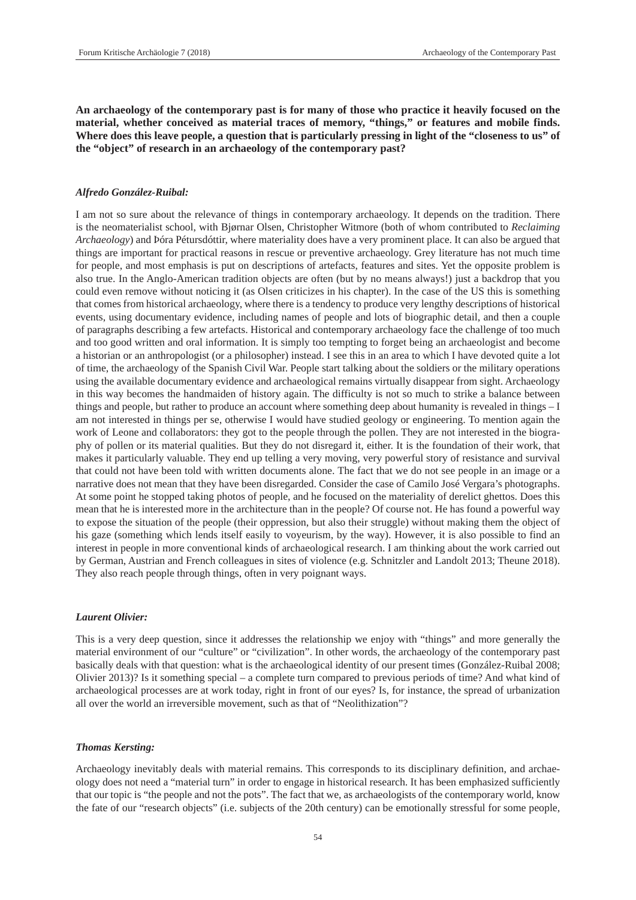**An archaeology of the contemporary past is for many of those who practice it heavily focused on the material, whether conceived as material traces of memory, "things," or features and mobile finds. Where does this leave people, a question that is particularly pressing in light of the "closeness to us" of the "object" of research in an archaeology of the contemporary past?**

***Alfredo González-Ruibal:***

I am not so sure about the relevance of things in contemporary archaeology. It depends on the tradition. There is the neomaterialist school, with Bjørnar Olsen, Christopher Witmore (both of whom contributed to *Reclaiming Archaeology*) and Þóra Pétursdóttir, where materiality does have a very prominent place. It can also be argued that things are important for practical reasons in rescue or preventive archaeology. Grey literature has not much time for people, and most emphasis is put on descriptions of artefacts, features and sites. Yet the opposite problem is also true. In the Anglo-American tradition objects are often (but by no means always!) just a backdrop that you could even remove without noticing it (as Olsen criticizes in his chapter). In the case of the US this is something that comes from historical archaeology, where there is a tendency to produce very lengthy descriptions of historical events, using documentary evidence, including names of people and lots of biographic detail, and then a couple of paragraphs describing a few artefacts. Historical and contemporary archaeology face the challenge of too much and too good written and oral information. It is simply too tempting to forget being an archaeologist and become a historian or an anthropologist (or a philosopher) instead. I see this in an area to which I have devoted quite a lot of time, the archaeology of the Spanish Civil War. People start talking about the soldiers or the military operations using the available documentary evidence and archaeological remains virtually disappear from sight. Archaeology in this way becomes the handmaiden of history again. The difficulty is not so much to strike a balance between things and people, but rather to produce an account where something deep about humanity is revealed in things – I am not interested in things per se, otherwise I would have studied geology or engineering. To mention again the work of Leone and collaborators: they got to the people through the pollen. They are not interested in the biography of pollen or its material qualities. But they do not disregard it, either. It is the foundation of their work, that makes it particularly valuable. They end up telling a very moving, very powerful story of resistance and survival that could not have been told with written documents alone. The fact that we do not see people in an image or a narrative does not mean that they have been disregarded. Consider the case of Camilo José Vergara's photographs. At some point he stopped taking photos of people, and he focused on the materiality of derelict ghettos. Does this mean that he is interested more in the architecture than in the people? Of course not. He has found a powerful way to expose the situation of the people (their oppression, but also their struggle) without making them the object of his gaze (something which lends itself easily to voyeurism, by the way). However, it is also possible to find an interest in people in more conventional kinds of archaeological research. I am thinking about the work carried out by German, Austrian and French colleagues in sites of violence (e.g. Schnitzler and Landolt 2013; Theune 2018). They also reach people through things, often in very poignant ways.

***Laurent Olivier:***

This is a very deep question, since it addresses the relationship we enjoy with "things" and more generally the material environment of our "culture" or "civilization". In other words, the archaeology of the contemporary past basically deals with that question: what is the archaeological identity of our present times (González-Ruibal 2008; Olivier 2013)? Is it something special – a complete turn compared to previous periods of time? And what kind of archaeological processes are at work today, right in front of our eyes? Is, for instance, the spread of urbanization all over the world an irreversible movement, such as that of "Neolithization"?

***Thomas Kersting:***

Archaeology inevitably deals with material remains. This corresponds to its disciplinary definition, and archaeology does not need a "material turn" in order to engage in historical research. It has been emphasized sufficiently that our topic is "the people and not the pots". The fact that we, as archaeologists of the contemporary world, know the fate of our "research objects" (i.e. subjects of the 20th century) can be emotionally stressful for some people,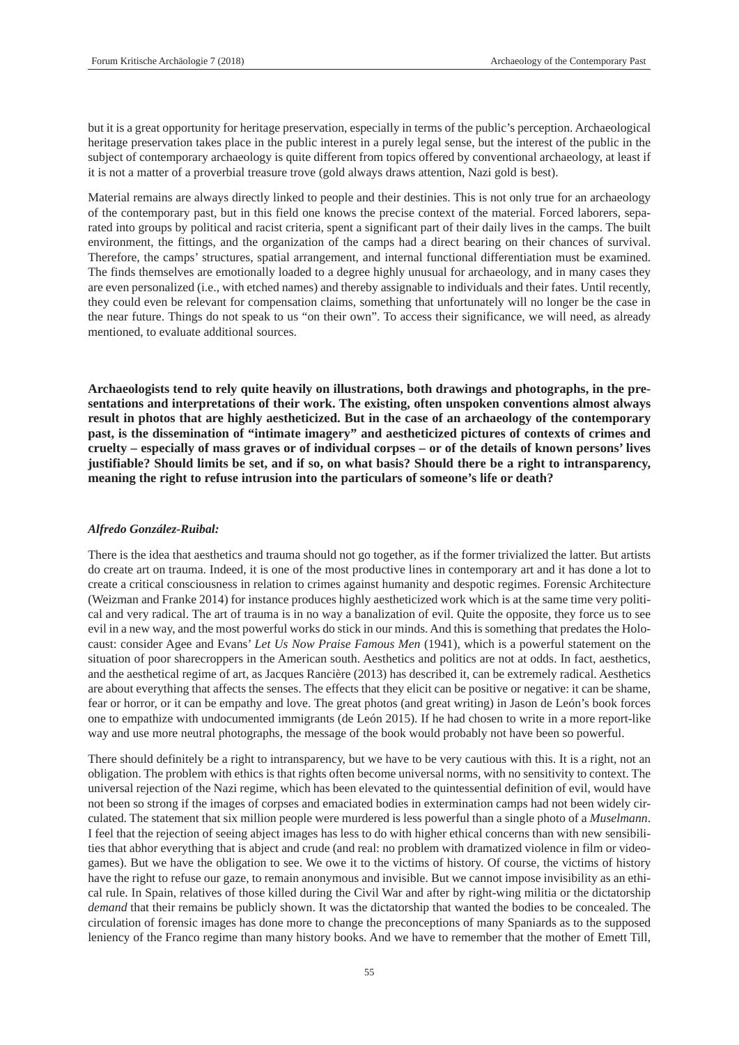but it is a great opportunity for heritage preservation, especially in terms of the public's perception. Archaeological heritage preservation takes place in the public interest in a purely legal sense, but the interest of the public in the subject of contemporary archaeology is quite different from topics offered by conventional archaeology, at least if it is not a matter of a proverbial treasure trove (gold always draws attention, Nazi gold is best).

Material remains are always directly linked to people and their destinies. This is not only true for an archaeology of the contemporary past, but in this field one knows the precise context of the material. Forced laborers, separated into groups by political and racist criteria, spent a significant part of their daily lives in the camps. The built environment, the fittings, and the organization of the camps had a direct bearing on their chances of survival. Therefore, the camps' structures, spatial arrangement, and internal functional differentiation must be examined. The finds themselves are emotionally loaded to a degree highly unusual for archaeology, and in many cases they are even personalized (i.e., with etched names) and thereby assignable to individuals and their fates. Until recently, they could even be relevant for compensation claims, something that unfortunately will no longer be the case in the near future. Things do not speak to us "on their own". To access their significance, we will need, as already mentioned, to evaluate additional sources.

**Archaeologists tend to rely quite heavily on illustrations, both drawings and photographs, in the presentations and interpretations of their work. The existing, often unspoken conventions almost always result in photos that are highly aestheticized. But in the case of an archaeology of the contemporary past, is the dissemination of "intimate imagery" and aestheticized pictures of contexts of crimes and cruelty – especially of mass graves or of individual corpses – or of the details of known persons' lives justifiable? Should limits be set, and if so, on what basis? Should there be a right to intransparency, meaning the right to refuse intrusion into the particulars of someone's life or death?**

***Alfredo González-Ruibal:***

There is the idea that aesthetics and trauma should not go together, as if the former trivialized the latter. But artists do create art on trauma. Indeed, it is one of the most productive lines in contemporary art and it has done a lot to create a critical consciousness in relation to crimes against humanity and despotic regimes. Forensic Architecture (Weizman and Franke 2014) for instance produces highly aestheticized work which is at the same time very political and very radical. The art of trauma is in no way a banalization of evil. Quite the opposite, they force us to see evil in a new way, and the most powerful works do stick in our minds. And this is something that predates the Holocaust: consider Agee and Evans' *Let Us Now Praise Famous Men* (1941), which is a powerful statement on the situation of poor sharecroppers in the American south. Aesthetics and politics are not at odds. In fact, aesthetics, and the aesthetical regime of art, as Jacques Rancière (2013) has described it, can be extremely radical. Aesthetics are about everything that affects the senses. The effects that they elicit can be positive or negative: it can be shame, fear or horror, or it can be empathy and love. The great photos (and great writing) in Jason de León's book forces one to empathize with undocumented immigrants (de León 2015). If he had chosen to write in a more report-like way and use more neutral photographs, the message of the book would probably not have been so powerful.

There should definitely be a right to intransparency, but we have to be very cautious with this. It is a right, not an obligation. The problem with ethics is that rights often become universal norms, with no sensitivity to context. The universal rejection of the Nazi regime, which has been elevated to the quintessential definition of evil, would have not been so strong if the images of corpses and emaciated bodies in extermination camps had not been widely circulated. The statement that six million people were murdered is less powerful than a single photo of a *Muselmann*. I feel that the rejection of seeing abject images has less to do with higher ethical concerns than with new sensibilities that abhor everything that is abject and crude (and real: no problem with dramatized violence in film or videogames). But we have the obligation to see. We owe it to the victims of history. Of course, the victims of history have the right to refuse our gaze, to remain anonymous and invisible. But we cannot impose invisibility as an ethical rule. In Spain, relatives of those killed during the Civil War and after by right-wing militia or the dictatorship *demand* that their remains be publicly shown. It was the dictatorship that wanted the bodies to be concealed. The circulation of forensic images has done more to change the preconceptions of many Spaniards as to the supposed leniency of the Franco regime than many history books. And we have to remember that the mother of Emett Till,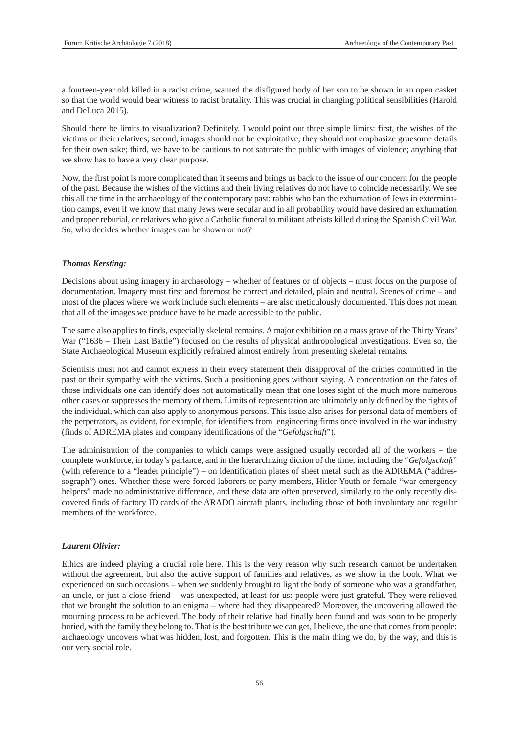a fourteen-year old killed in a racist crime, wanted the disfigured body of her son to be shown in an open casket so that the world would bear witness to racist brutality. This was crucial in changing political sensibilities (Harold and DeLuca 2015).

Should there be limits to visualization? Definitely. I would point out three simple limits: first, the wishes of the victims or their relatives; second, images should not be exploitative, they should not emphasize gruesome details for their own sake; third, we have to be cautious to not saturate the public with images of violence; anything that we show has to have a very clear purpose.

Now, the first point is more complicated than it seems and brings us back to the issue of our concern for the people of the past. Because the wishes of the victims and their living relatives do not have to coincide necessarily. We see this all the time in the archaeology of the contemporary past: rabbis who ban the exhumation of Jews in extermination camps, even if we know that many Jews were secular and in all probability would have desired an exhumation and proper reburial, or relatives who give a Catholic funeral to militant atheists killed during the Spanish Civil War. So, who decides whether images can be shown or not?

***Thomas Kersting:***

Decisions about using imagery in archaeology – whether of features or of objects – must focus on the purpose of documentation. Imagery must first and foremost be correct and detailed, plain and neutral. Scenes of crime – and most of the places where we work include such elements – are also meticulously documented. This does not mean that all of the images we produce have to be made accessible to the public.

The same also applies to finds, especially skeletal remains. A major exhibition on a mass grave of the Thirty Years' War ("1636 – Their Last Battle") focused on the results of physical anthropological investigations. Even so, the State Archaeological Museum explicitly refrained almost entirely from presenting skeletal remains.

Scientists must not and cannot express in their every statement their disapproval of the crimes committed in the past or their sympathy with the victims. Such a positioning goes without saying. A concentration on the fates of those individuals one can identify does not automatically mean that one loses sight of the much more numerous other cases or suppresses the memory of them. Limits of representation are ultimately only defined by the rights of the individual, which can also apply to anonymous persons. This issue also arises for personal data of members of the perpetrators, as evident, for example, for identifiers from engineering firms once involved in the war industry (finds of ADREMA plates and company identifications of the "*Gefolgschaft*").

The administration of the companies to which camps were assigned usually recorded all of the workers – the complete workforce, in today's parlance, and in the hierarchizing diction of the time, including the "*Gefolgschaft*" (with reference to a "leader principle") – on identification plates of sheet metal such as the ADREMA ("addressograph") ones. Whether these were forced laborers or party members, Hitler Youth or female "war emergency helpers" made no administrative difference, and these data are often preserved, similarly to the only recently discovered finds of factory ID cards of the ARADO aircraft plants, including those of both involuntary and regular members of the workforce.

***Laurent Olivier:***

Ethics are indeed playing a crucial role here. This is the very reason why such research cannot be undertaken without the agreement, but also the active support of families and relatives, as we show in the book. What we experienced on such occasions – when we suddenly brought to light the body of someone who was a grandfather, an uncle, or just a close friend – was unexpected, at least for us: people were just grateful. They were relieved that we brought the solution to an enigma – where had they disappeared? Moreover, the uncovering allowed the mourning process to be achieved. The body of their relative had finally been found and was soon to be properly buried, with the family they belong to. That is the best tribute we can get, I believe, the one that comes from people: archaeology uncovers what was hidden, lost, and forgotten. This is the main thing we do, by the way, and this is our very social role.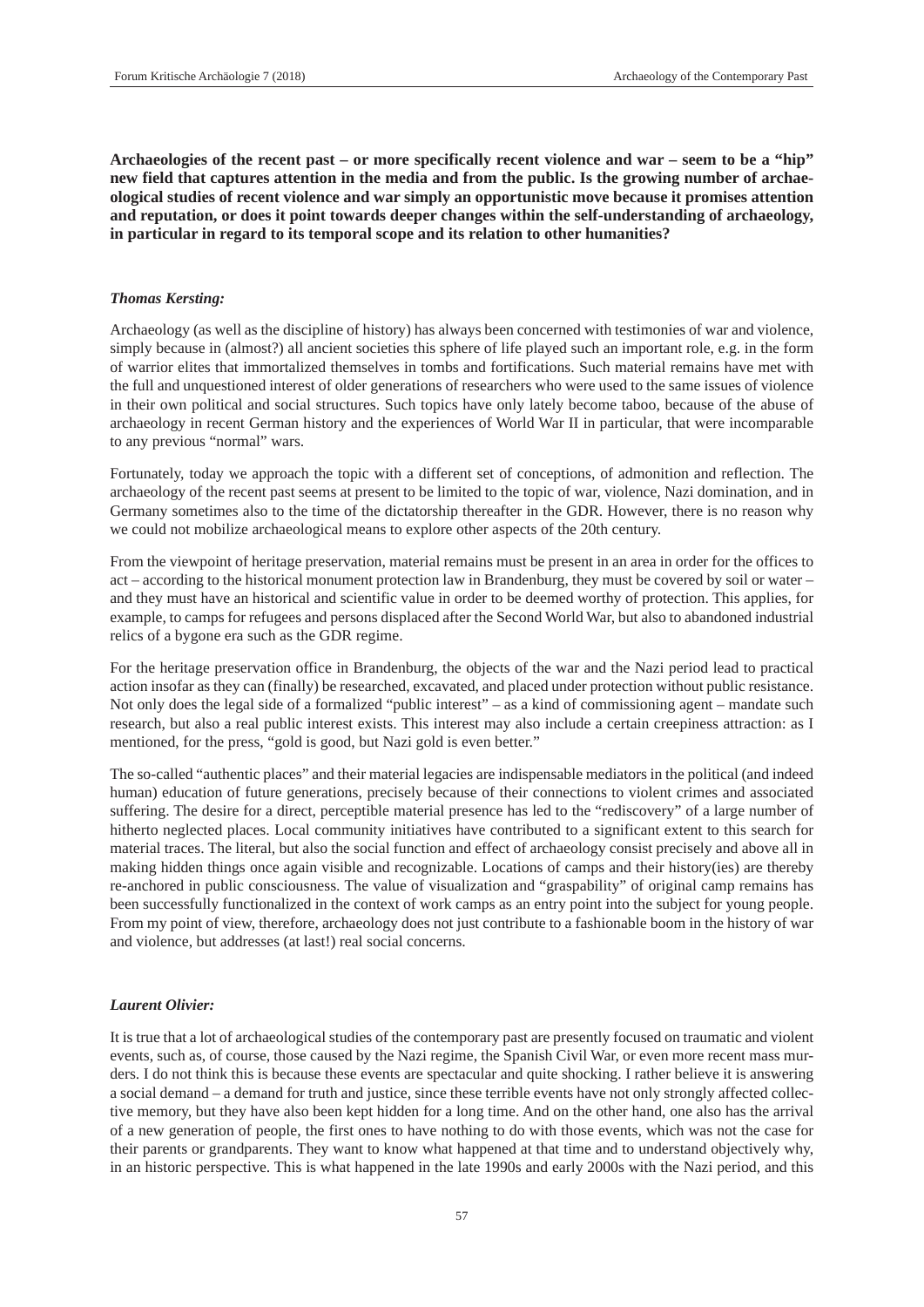**Archaeologies of the recent past – or more specifically recent violence and war – seem to be a "hip" new field that captures attention in the media and from the public. Is the growing number of archaeological studies of recent violence and war simply an opportunistic move because it promises attention and reputation, or does it point towards deeper changes within the self-understanding of archaeology, in particular in regard to its temporal scope and its relation to other humanities?**

***Thomas Kersting:***

Archaeology (as well as the discipline of history) has always been concerned with testimonies of war and violence, simply because in (almost?) all ancient societies this sphere of life played such an important role, e.g. in the form of warrior elites that immortalized themselves in tombs and fortifications. Such material remains have met with the full and unquestioned interest of older generations of researchers who were used to the same issues of violence in their own political and social structures. Such topics have only lately become taboo, because of the abuse of archaeology in recent German history and the experiences of World War II in particular, that were incomparable to any previous "normal" wars.

Fortunately, today we approach the topic with a different set of conceptions, of admonition and reflection. The archaeology of the recent past seems at present to be limited to the topic of war, violence, Nazi domination, and in Germany sometimes also to the time of the dictatorship thereafter in the GDR. However, there is no reason why we could not mobilize archaeological means to explore other aspects of the 20th century.

From the viewpoint of heritage preservation, material remains must be present in an area in order for the offices to act – according to the historical monument protection law in Brandenburg, they must be covered by soil or water – and they must have an historical and scientific value in order to be deemed worthy of protection. This applies, for example, to camps for refugees and persons displaced after the Second World War, but also to abandoned industrial relics of a bygone era such as the GDR regime.

For the heritage preservation office in Brandenburg, the objects of the war and the Nazi period lead to practical action insofar as they can (finally) be researched, excavated, and placed under protection without public resistance. Not only does the legal side of a formalized "public interest" – as a kind of commissioning agent – mandate such research, but also a real public interest exists. This interest may also include a certain creepiness attraction: as I mentioned, for the press, "gold is good, but Nazi gold is even better."

The so-called "authentic places" and their material legacies are indispensable mediators in the political (and indeed human) education of future generations, precisely because of their connections to violent crimes and associated suffering. The desire for a direct, perceptible material presence has led to the "rediscovery" of a large number of hitherto neglected places. Local community initiatives have contributed to a significant extent to this search for material traces. The literal, but also the social function and effect of archaeology consist precisely and above all in making hidden things once again visible and recognizable. Locations of camps and their history(ies) are thereby re-anchored in public consciousness. The value of visualization and "graspability" of original camp remains has been successfully functionalized in the context of work camps as an entry point into the subject for young people. From my point of view, therefore, archaeology does not just contribute to a fashionable boom in the history of war and violence, but addresses (at last!) real social concerns.

***Laurent Olivier:***

It is true that a lot of archaeological studies of the contemporary past are presently focused on traumatic and violent events, such as, of course, those caused by the Nazi regime, the Spanish Civil War, or even more recent mass murders. I do not think this is because these events are spectacular and quite shocking. I rather believe it is answering a social demand – a demand for truth and justice, since these terrible events have not only strongly affected collective memory, but they have also been kept hidden for a long time. And on the other hand, one also has the arrival of a new generation of people, the first ones to have nothing to do with those events, which was not the case for their parents or grandparents. They want to know what happened at that time and to understand objectively why, in an historic perspective. This is what happened in the late 1990s and early 2000s with the Nazi period, and this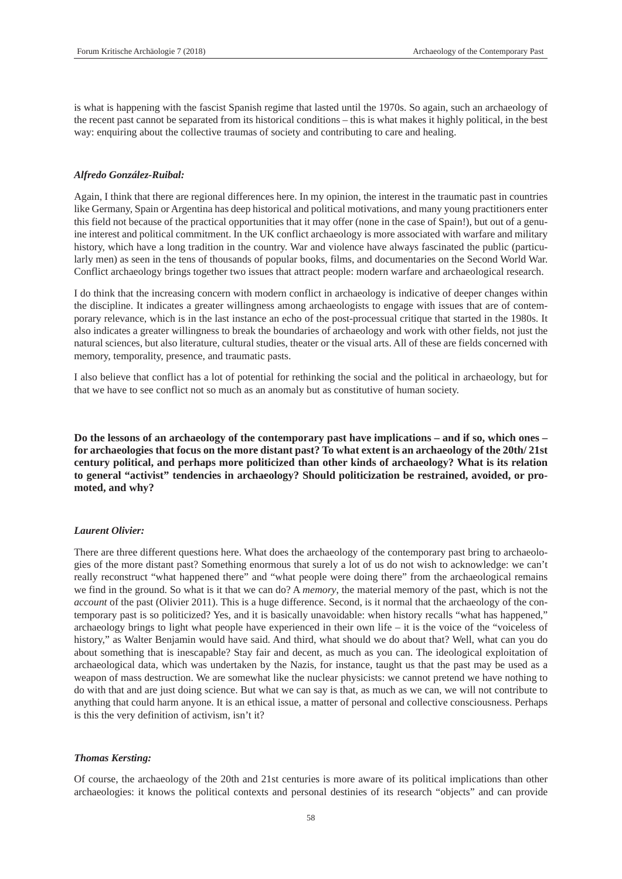is what is happening with the fascist Spanish regime that lasted until the 1970s. So again, such an archaeology of the recent past cannot be separated from its historical conditions – this is what makes it highly political, in the best way: enquiring about the collective traumas of society and contributing to care and healing.

***Alfredo González-Ruibal:***

Again, I think that there are regional differences here. In my opinion, the interest in the traumatic past in countries like Germany, Spain or Argentina has deep historical and political motivations, and many young practitioners enter this field not because of the practical opportunities that it may offer (none in the case of Spain!), but out of a genuine interest and political commitment. In the UK conflict archaeology is more associated with warfare and military history, which have a long tradition in the country. War and violence have always fascinated the public (particularly men) as seen in the tens of thousands of popular books, films, and documentaries on the Second World War. Conflict archaeology brings together two issues that attract people: modern warfare and archaeological research.

I do think that the increasing concern with modern conflict in archaeology is indicative of deeper changes within the discipline. It indicates a greater willingness among archaeologists to engage with issues that are of contemporary relevance, which is in the last instance an echo of the post-processual critique that started in the 1980s. It also indicates a greater willingness to break the boundaries of archaeology and work with other fields, not just the natural sciences, but also literature, cultural studies, theater or the visual arts. All of these are fields concerned with memory, temporality, presence, and traumatic pasts.

I also believe that conflict has a lot of potential for rethinking the social and the political in archaeology, but for that we have to see conflict not so much as an anomaly but as constitutive of human society.

**Do the lessons of an archaeology of the contemporary past have implications – and if so, which ones – for archaeologies that focus on the more distant past? To what extent is an archaeology of the 20th/ 21st century political, and perhaps more politicized than other kinds of archaeology? What is its relation to general "activist" tendencies in archaeology? Should politicization be restrained, avoided, or promoted, and why?**

***Laurent Olivier:***

There are three different questions here. What does the archaeology of the contemporary past bring to archaeologies of the more distant past? Something enormous that surely a lot of us do not wish to acknowledge: we can't really reconstruct "what happened there" and "what people were doing there" from the archaeological remains we find in the ground. So what is it that we can do? A *memory*, the material memory of the past, which is not the *account* of the past (Olivier 2011). This is a huge difference. Second, is it normal that the archaeology of the contemporary past is so politicized? Yes, and it is basically unavoidable: when history recalls "what has happened," archaeology brings to light what people have experienced in their own life – it is the voice of the "voiceless of history," as Walter Benjamin would have said. And third, what should we do about that? Well, what can you do about something that is inescapable? Stay fair and decent, as much as you can. The ideological exploitation of archaeological data, which was undertaken by the Nazis, for instance, taught us that the past may be used as a weapon of mass destruction. We are somewhat like the nuclear physicists: we cannot pretend we have nothing to do with that and are just doing science. But what we can say is that, as much as we can, we will not contribute to anything that could harm anyone. It is an ethical issue, a matter of personal and collective consciousness. Perhaps is this the very definition of activism, isn't it?

***Thomas Kersting:***

Of course, the archaeology of the 20th and 21st centuries is more aware of its political implications than other archaeologies: it knows the political contexts and personal destinies of its research "objects" and can provide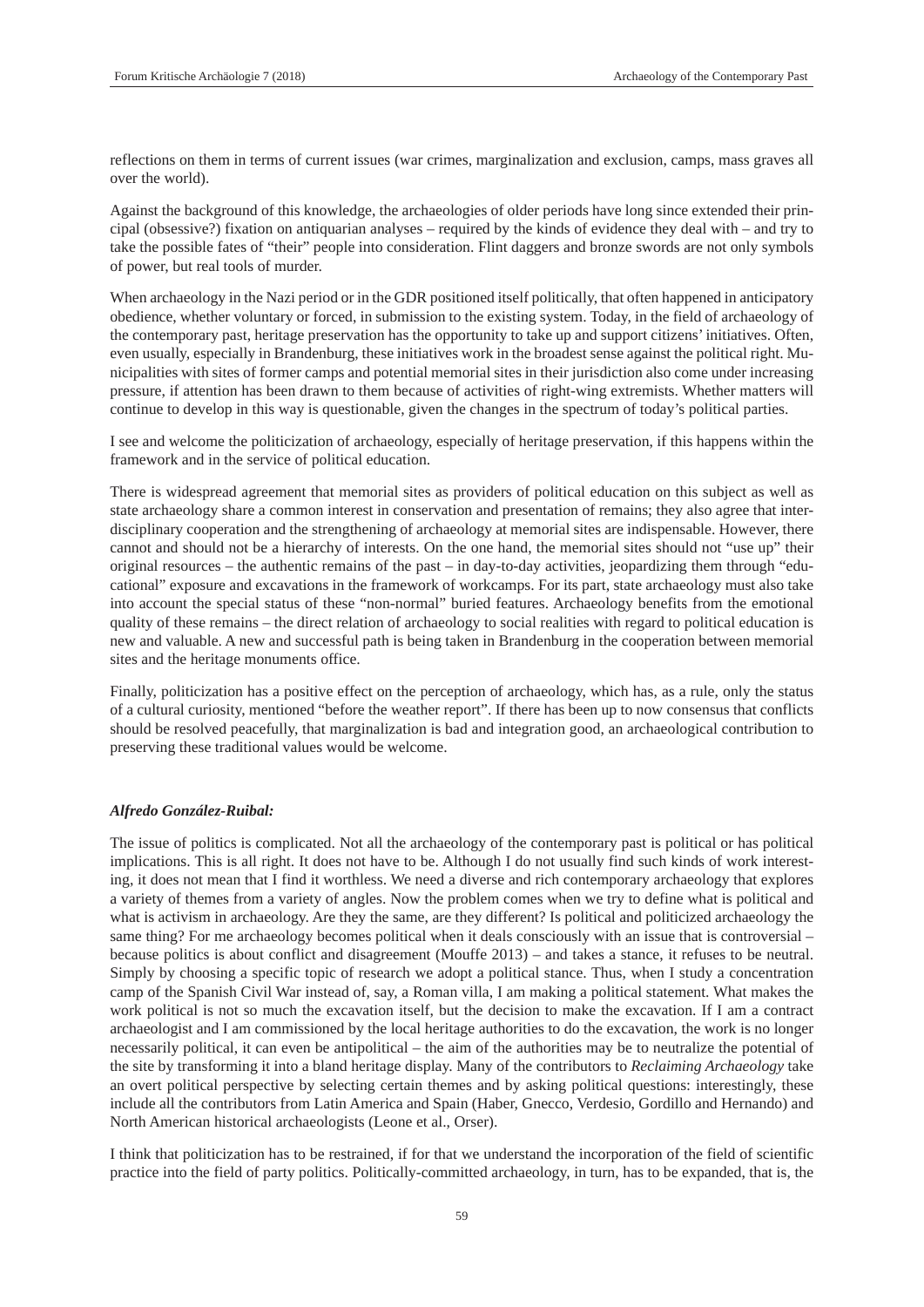reflections on them in terms of current issues (war crimes, marginalization and exclusion, camps, mass graves all over the world).

Against the background of this knowledge, the archaeologies of older periods have long since extended their principal (obsessive?) fixation on antiquarian analyses – required by the kinds of evidence they deal with – and try to take the possible fates of "their" people into consideration. Flint daggers and bronze swords are not only symbols of power, but real tools of murder.

When archaeology in the Nazi period or in the GDR positioned itself politically, that often happened in anticipatory obedience, whether voluntary or forced, in submission to the existing system. Today, in the field of archaeology of the contemporary past, heritage preservation has the opportunity to take up and support citizens' initiatives. Often, even usually, especially in Brandenburg, these initiatives work in the broadest sense against the political right. Municipalities with sites of former camps and potential memorial sites in their jurisdiction also come under increasing pressure, if attention has been drawn to them because of activities of right-wing extremists. Whether matters will continue to develop in this way is questionable, given the changes in the spectrum of today's political parties.

I see and welcome the politicization of archaeology, especially of heritage preservation, if this happens within the framework and in the service of political education.

There is widespread agreement that memorial sites as providers of political education on this subject as well as state archaeology share a common interest in conservation and presentation of remains; they also agree that interdisciplinary cooperation and the strengthening of archaeology at memorial sites are indispensable. However, there cannot and should not be a hierarchy of interests. On the one hand, the memorial sites should not "use up" their original resources – the authentic remains of the past – in day-to-day activities, jeopardizing them through "educational" exposure and excavations in the framework of workcamps. For its part, state archaeology must also take into account the special status of these "non-normal" buried features. Archaeology benefits from the emotional quality of these remains – the direct relation of archaeology to social realities with regard to political education is new and valuable. A new and successful path is being taken in Brandenburg in the cooperation between memorial sites and the heritage monuments office.

Finally, politicization has a positive effect on the perception of archaeology, which has, as a rule, only the status of a cultural curiosity, mentioned "before the weather report". If there has been up to now consensus that conflicts should be resolved peacefully, that marginalization is bad and integration good, an archaeological contribution to preserving these traditional values would be welcome.

***Alfredo González-Ruibal:***

The issue of politics is complicated. Not all the archaeology of the contemporary past is political or has political implications. This is all right. It does not have to be. Although I do not usually find such kinds of work interesting, it does not mean that I find it worthless. We need a diverse and rich contemporary archaeology that explores a variety of themes from a variety of angles. Now the problem comes when we try to define what is political and what is activism in archaeology. Are they the same, are they different? Is political and politicized archaeology the same thing? For me archaeology becomes political when it deals consciously with an issue that is controversial – because politics is about conflict and disagreement (Mouffe 2013) – and takes a stance, it refuses to be neutral. Simply by choosing a specific topic of research we adopt a political stance. Thus, when I study a concentration camp of the Spanish Civil War instead of, say, a Roman villa, I am making a political statement. What makes the work political is not so much the excavation itself, but the decision to make the excavation. If I am a contract archaeologist and I am commissioned by the local heritage authorities to do the excavation, the work is no longer necessarily political, it can even be antipolitical – the aim of the authorities may be to neutralize the potential of the site by transforming it into a bland heritage display. Many of the contributors to *Reclaiming Archaeology* take an overt political perspective by selecting certain themes and by asking political questions: interestingly, these include all the contributors from Latin America and Spain (Haber, Gnecco, Verdesio, Gordillo and Hernando) and North American historical archaeologists (Leone et al., Orser).

I think that politicization has to be restrained, if for that we understand the incorporation of the field of scientific practice into the field of party politics. Politically-committed archaeology, in turn, has to be expanded, that is, the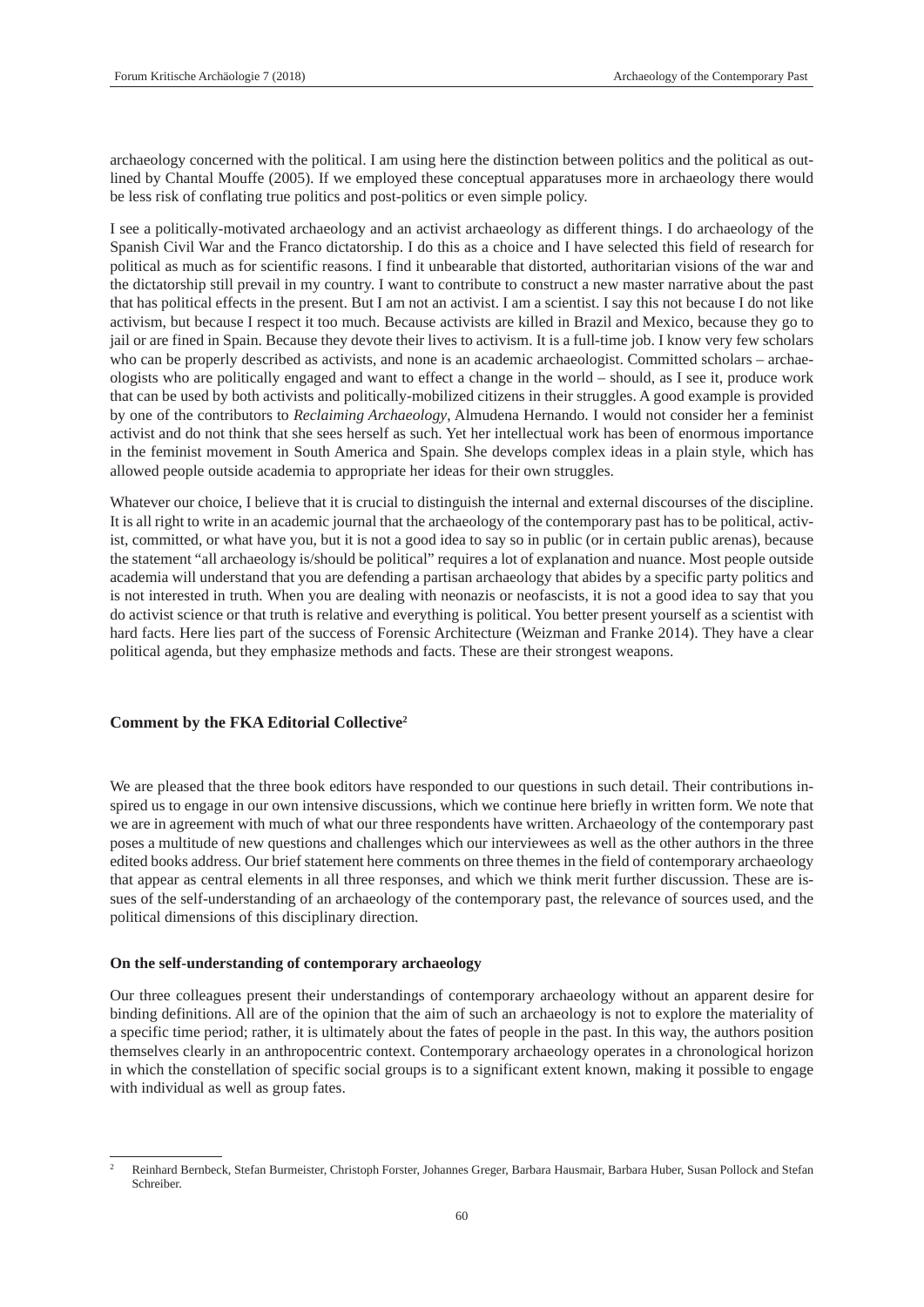archaeology concerned with the political. I am using here the distinction between politics and the political as outlined by Chantal Mouffe (2005). If we employed these conceptual apparatuses more in archaeology there would be less risk of conflating true politics and post-politics or even simple policy.

I see a politically-motivated archaeology and an activist archaeology as different things. I do archaeology of the Spanish Civil War and the Franco dictatorship. I do this as a choice and I have selected this field of research for political as much as for scientific reasons. I find it unbearable that distorted, authoritarian visions of the war and the dictatorship still prevail in my country. I want to contribute to construct a new master narrative about the past that has political effects in the present. But I am not an activist. I am a scientist. I say this not because I do not like activism, but because I respect it too much. Because activists are killed in Brazil and Mexico, because they go to jail or are fined in Spain. Because they devote their lives to activism. It is a full-time job. I know very few scholars who can be properly described as activists, and none is an academic archaeologist. Committed scholars – archaeologists who are politically engaged and want to effect a change in the world – should, as I see it, produce work that can be used by both activists and politically-mobilized citizens in their struggles. A good example is provided by one of the contributors to *Reclaiming Archaeology*, Almudena Hernando. I would not consider her a feminist activist and do not think that she sees herself as such. Yet her intellectual work has been of enormous importance in the feminist movement in South America and Spain. She develops complex ideas in a plain style, which has allowed people outside academia to appropriate her ideas for their own struggles.

Whatever our choice, I believe that it is crucial to distinguish the internal and external discourses of the discipline. It is all right to write in an academic journal that the archaeology of the contemporary past has to be political, activist, committed, or what have you, but it is not a good idea to say so in public (or in certain public arenas), because the statement "all archaeology is/should be political" requires a lot of explanation and nuance. Most people outside academia will understand that you are defending a partisan archaeology that abides by a specific party politics and is not interested in truth. When you are dealing with neonazis or neofascists, it is not a good idea to say that you do activist science or that truth is relative and everything is political. You better present yourself as a scientist with hard facts. Here lies part of the success of Forensic Architecture (Weizman and Franke 2014). They have a clear political agenda, but they emphasize methods and facts. These are their strongest weapons.

## Comment by the FKA Editorial Collective[2]

We are pleased that the three book editors have responded to our questions in such detail. Their contributions inspired us to engage in our own intensive discussions, which we continue here briefly in written form. We note that we are in agreement with much of what our three respondents have written. Archaeology of the contemporary past poses a multitude of new questions and challenges which our interviewees as well as the other authors in the three edited books address. Our brief statement here comments on three themes in the field of contemporary archaeology that appear as central elements in all three responses, and which we think merit further discussion. These are issues of the self-understanding of an archaeology of the contemporary past, the relevance of sources used, and the political dimensions of this disciplinary direction.

### On the self-understanding of contemporary archaeology

Our three colleagues present their understandings of contemporary archaeology without an apparent desire for binding definitions. All are of the opinion that the aim of such an archaeology is not to explore the materiality of a specific time period; rather, it is ultimately about the fates of people in the past. In this way, the authors position themselves clearly in an anthropocentric context. Contemporary archaeology operates in a chronological horizon in which the constellation of specific social groups is to a significant extent known, making it possible to engage with individual as well as group fates.

[2] Reinhard Bernbeck, Stefan Burmeister, Christoph Forster, Johannes Greger, Barbara Hausmair, Barbara Huber, Susan Pollock and Stefan Schreiber.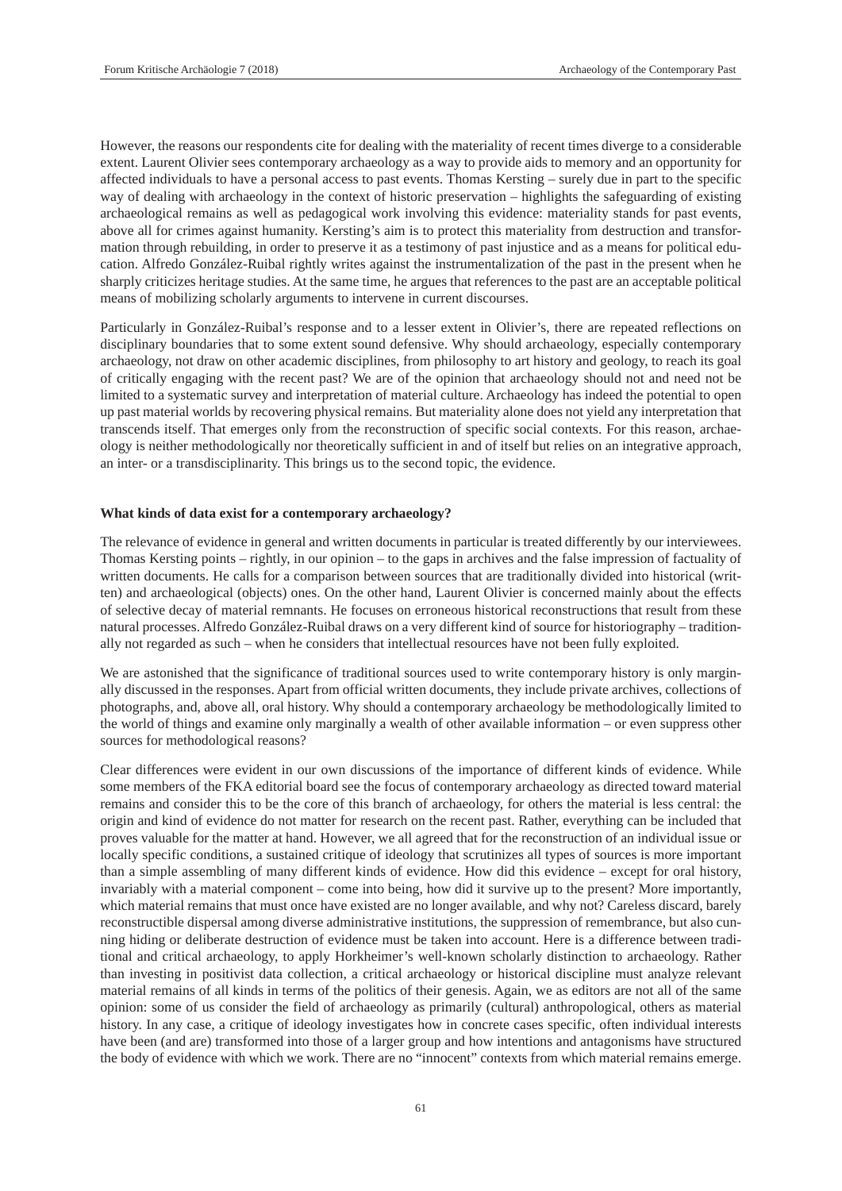However, the reasons our respondents cite for dealing with the materiality of recent times diverge to a considerable extent. Laurent Olivier sees contemporary archaeology as a way to provide aids to memory and an opportunity for affected individuals to have a personal access to past events. Thomas Kersting – surely due in part to the specific way of dealing with archaeology in the context of historic preservation – highlights the safeguarding of existing archaeological remains as well as pedagogical work involving this evidence: materiality stands for past events, above all for crimes against humanity. Kersting's aim is to protect this materiality from destruction and transformation through rebuilding, in order to preserve it as a testimony of past injustice and as a means for political education. Alfredo González-Ruibal rightly writes against the instrumentalization of the past in the present when he sharply criticizes heritage studies. At the same time, he argues that references to the past are an acceptable political means of mobilizing scholarly arguments to intervene in current discourses.

Particularly in González-Ruibal's response and to a lesser extent in Olivier's, there are repeated reflections on disciplinary boundaries that to some extent sound defensive. Why should archaeology, especially contemporary archaeology, not draw on other academic disciplines, from philosophy to art history and geology, to reach its goal of critically engaging with the recent past? We are of the opinion that archaeology should not and need not be limited to a systematic survey and interpretation of material culture. Archaeology has indeed the potential to open up past material worlds by recovering physical remains. But materiality alone does not yield any interpretation that transcends itself. That emerges only from the reconstruction of specific social contexts. For this reason, archaeology is neither methodologically nor theoretically sufficient in and of itself but relies on an integrative approach, an inter- or a transdisciplinarity. This brings us to the second topic, the evidence.

**What kinds of data exist for a contemporary archaeology?**

The relevance of evidence in general and written documents in particular is treated differently by our interviewees. Thomas Kersting points – rightly, in our opinion – to the gaps in archives and the false impression of factuality of written documents. He calls for a comparison between sources that are traditionally divided into historical (written) and archaeological (objects) ones. On the other hand, Laurent Olivier is concerned mainly about the effects of selective decay of material remnants. He focuses on erroneous historical reconstructions that result from these natural processes. Alfredo González-Ruibal draws on a very different kind of source for historiography – traditionally not regarded as such – when he considers that intellectual resources have not been fully exploited.

We are astonished that the significance of traditional sources used to write contemporary history is only marginally discussed in the responses. Apart from official written documents, they include private archives, collections of photographs, and, above all, oral history. Why should a contemporary archaeology be methodologically limited to the world of things and examine only marginally a wealth of other available information – or even suppress other sources for methodological reasons?

Clear differences were evident in our own discussions of the importance of different kinds of evidence. While some members of the FKA editorial board see the focus of contemporary archaeology as directed toward material remains and consider this to be the core of this branch of archaeology, for others the material is less central: the origin and kind of evidence do not matter for research on the recent past. Rather, everything can be included that proves valuable for the matter at hand. However, we all agreed that for the reconstruction of an individual issue or locally specific conditions, a sustained critique of ideology that scrutinizes all types of sources is more important than a simple assembling of many different kinds of evidence. How did this evidence – except for oral history, invariably with a material component – come into being, how did it survive up to the present? More importantly, which material remains that must once have existed are no longer available, and why not? Careless discard, barely reconstructible dispersal among diverse administrative institutions, the suppression of remembrance, but also cunning hiding or deliberate destruction of evidence must be taken into account. Here is a difference between traditional and critical archaeology, to apply Horkheimer's well-known scholarly distinction to archaeology. Rather than investing in positivist data collection, a critical archaeology or historical discipline must analyze relevant material remains of all kinds in terms of the politics of their genesis. Again, we as editors are not all of the same opinion: some of us consider the field of archaeology as primarily (cultural) anthropological, others as material history. In any case, a critique of ideology investigates how in concrete cases specific, often individual interests have been (and are) transformed into those of a larger group and how intentions and antagonisms have structured the body of evidence with which we work. There are no "innocent" contexts from which material remains emerge.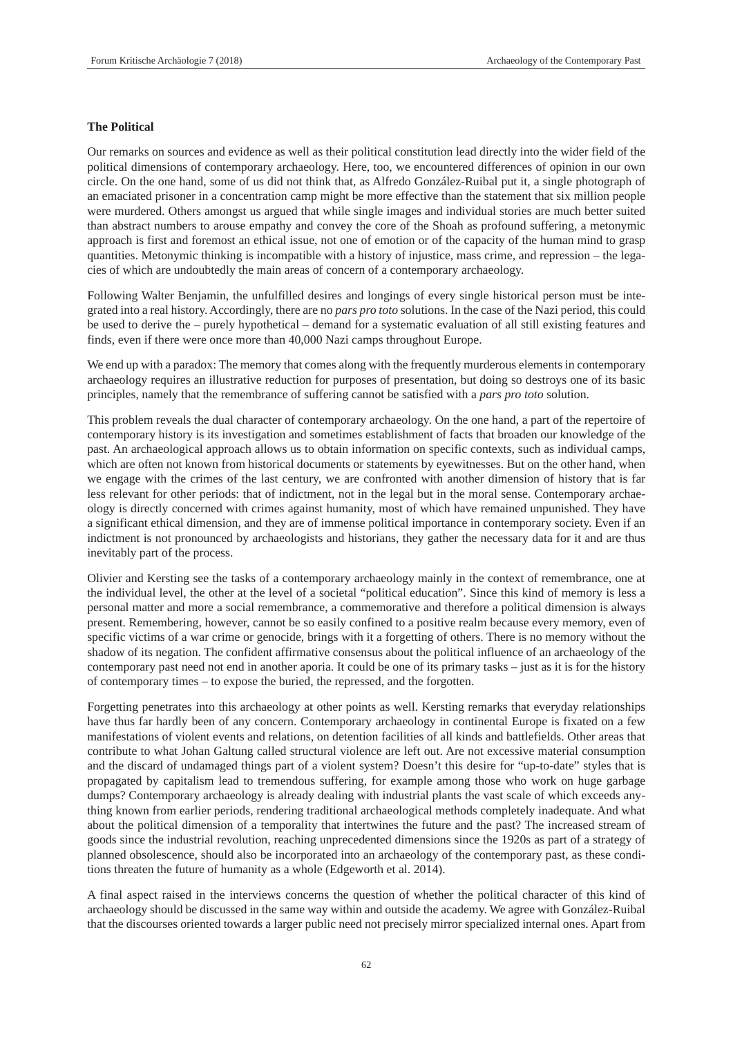### The Political

Our remarks on sources and evidence as well as their political constitution lead directly into the wider field of the political dimensions of contemporary archaeology. Here, too, we encountered differences of opinion in our own circle. On the one hand, some of us did not think that, as Alfredo González-Ruibal put it, a single photograph of an emaciated prisoner in a concentration camp might be more effective than the statement that six million people were murdered. Others amongst us argued that while single images and individual stories are much better suited than abstract numbers to arouse empathy and convey the core of the Shoah as profound suffering, a metonymic approach is first and foremost an ethical issue, not one of emotion or of the capacity of the human mind to grasp quantities. Metonymic thinking is incompatible with a history of injustice, mass crime, and repression – the legacies of which are undoubtedly the main areas of concern of a contemporary archaeology.

Following Walter Benjamin, the unfulfilled desires and longings of every single historical person must be integrated into a real history. Accordingly, there are no *pars pro toto* solutions. In the case of the Nazi period, this could be used to derive the – purely hypothetical – demand for a systematic evaluation of all still existing features and finds, even if there were once more than 40,000 Nazi camps throughout Europe.

We end up with a paradox: The memory that comes along with the frequently murderous elements in contemporary archaeology requires an illustrative reduction for purposes of presentation, but doing so destroys one of its basic principles, namely that the remembrance of suffering cannot be satisfied with a *pars pro toto* solution.

This problem reveals the dual character of contemporary archaeology. On the one hand, a part of the repertoire of contemporary history is its investigation and sometimes establishment of facts that broaden our knowledge of the past. An archaeological approach allows us to obtain information on specific contexts, such as individual camps, which are often not known from historical documents or statements by eyewitnesses. But on the other hand, when we engage with the crimes of the last century, we are confronted with another dimension of history that is far less relevant for other periods: that of indictment, not in the legal but in the moral sense. Contemporary archaeology is directly concerned with crimes against humanity, most of which have remained unpunished. They have a significant ethical dimension, and they are of immense political importance in contemporary society. Even if an indictment is not pronounced by archaeologists and historians, they gather the necessary data for it and are thus inevitably part of the process.

Olivier and Kersting see the tasks of a contemporary archaeology mainly in the context of remembrance, one at the individual level, the other at the level of a societal "political education". Since this kind of memory is less a personal matter and more a social remembrance, a commemorative and therefore a political dimension is always present. Remembering, however, cannot be so easily confined to a positive realm because every memory, even of specific victims of a war crime or genocide, brings with it a forgetting of others. There is no memory without the shadow of its negation. The confident affirmative consensus about the political influence of an archaeology of the contemporary past need not end in another aporia. It could be one of its primary tasks – just as it is for the history of contemporary times – to expose the buried, the repressed, and the forgotten.

Forgetting penetrates into this archaeology at other points as well. Kersting remarks that everyday relationships have thus far hardly been of any concern. Contemporary archaeology in continental Europe is fixated on a few manifestations of violent events and relations, on detention facilities of all kinds and battlefields. Other areas that contribute to what Johan Galtung called structural violence are left out. Are not excessive material consumption and the discard of undamaged things part of a violent system? Doesn't this desire for "up-to-date" styles that is propagated by capitalism lead to tremendous suffering, for example among those who work on huge garbage dumps? Contemporary archaeology is already dealing with industrial plants the vast scale of which exceeds anything known from earlier periods, rendering traditional archaeological methods completely inadequate. And what about the political dimension of a temporality that intertwines the future and the past? The increased stream of goods since the industrial revolution, reaching unprecedented dimensions since the 1920s as part of a strategy of planned obsolescence, should also be incorporated into an archaeology of the contemporary past, as these conditions threaten the future of humanity as a whole (Edgeworth et al. 2014).

A final aspect raised in the interviews concerns the question of whether the political character of this kind of archaeology should be discussed in the same way within and outside the academy. We agree with González-Ruibal that the discourses oriented towards a larger public need not precisely mirror specialized internal ones. Apart from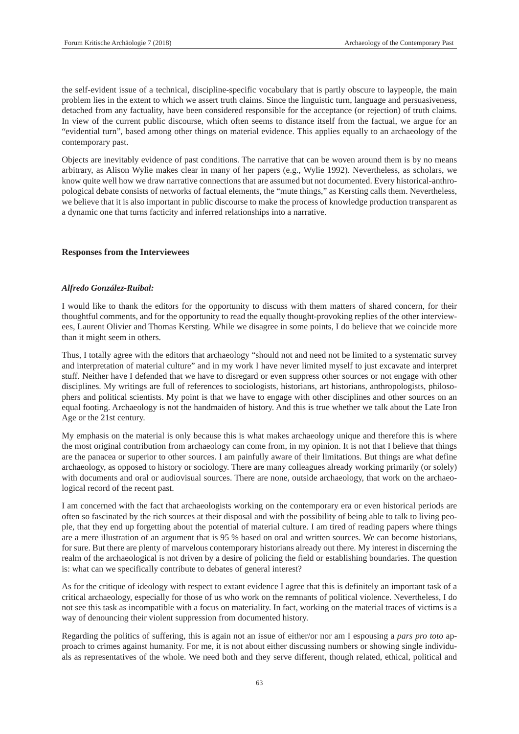the self-evident issue of a technical, discipline-specific vocabulary that is partly obscure to laypeople, the main problem lies in the extent to which we assert truth claims. Since the linguistic turn, language and persuasiveness, detached from any factuality, have been considered responsible for the acceptance (or rejection) of truth claims. In view of the current public discourse, which often seems to distance itself from the factual, we argue for an "evidential turn", based among other things on material evidence. This applies equally to an archaeology of the contemporary past.

Objects are inevitably evidence of past conditions. The narrative that can be woven around them is by no means arbitrary, as Alison Wylie makes clear in many of her papers (e.g., Wylie 1992). Nevertheless, as scholars, we know quite well how we draw narrative connections that are assumed but not documented. Every historical-anthropological debate consists of networks of factual elements, the "mute things," as Kersting calls them. Nevertheless, we believe that it is also important in public discourse to make the process of knowledge production transparent as a dynamic one that turns facticity and inferred relationships into a narrative.

## Responses from the Interviewees

### *Alfredo González-Ruibal:*

I would like to thank the editors for the opportunity to discuss with them matters of shared concern, for their thoughtful comments, and for the opportunity to read the equally thought-provoking replies of the other interviewees, Laurent Olivier and Thomas Kersting. While we disagree in some points, I do believe that we coincide more than it might seem in others.

Thus, I totally agree with the editors that archaeology "should not and need not be limited to a systematic survey and interpretation of material culture" and in my work I have never limited myself to just excavate and interpret stuff. Neither have I defended that we have to disregard or even suppress other sources or not engage with other disciplines. My writings are full of references to sociologists, historians, art historians, anthropologists, philosophers and political scientists. My point is that we have to engage with other disciplines and other sources on an equal footing. Archaeology is not the handmaiden of history. And this is true whether we talk about the Late Iron Age or the 21st century.

My emphasis on the material is only because this is what makes archaeology unique and therefore this is where the most original contribution from archaeology can come from, in my opinion. It is not that I believe that things are the panacea or superior to other sources. I am painfully aware of their limitations. But things are what define archaeology, as opposed to history or sociology. There are many colleagues already working primarily (or solely) with documents and oral or audiovisual sources. There are none, outside archaeology, that work on the archaeological record of the recent past.

I am concerned with the fact that archaeologists working on the contemporary era or even historical periods are often so fascinated by the rich sources at their disposal and with the possibility of being able to talk to living people, that they end up forgetting about the potential of material culture. I am tired of reading papers where things are a mere illustration of an argument that is 95 % based on oral and written sources. We can become historians, for sure. But there are plenty of marvelous contemporary historians already out there. My interest in discerning the realm of the archaeological is not driven by a desire of policing the field or establishing boundaries. The question is: what can we specifically contribute to debates of general interest?

As for the critique of ideology with respect to extant evidence I agree that this is definitely an important task of a critical archaeology, especially for those of us who work on the remnants of political violence. Nevertheless, I do not see this task as incompatible with a focus on materiality. In fact, working on the material traces of victims is a way of denouncing their violent suppression from documented history.

Regarding the politics of suffering, this is again not an issue of either/or nor am I espousing a *pars pro toto* approach to crimes against humanity. For me, it is not about either discussing numbers or showing single individuals as representatives of the whole. We need both and they serve different, though related, ethical, political and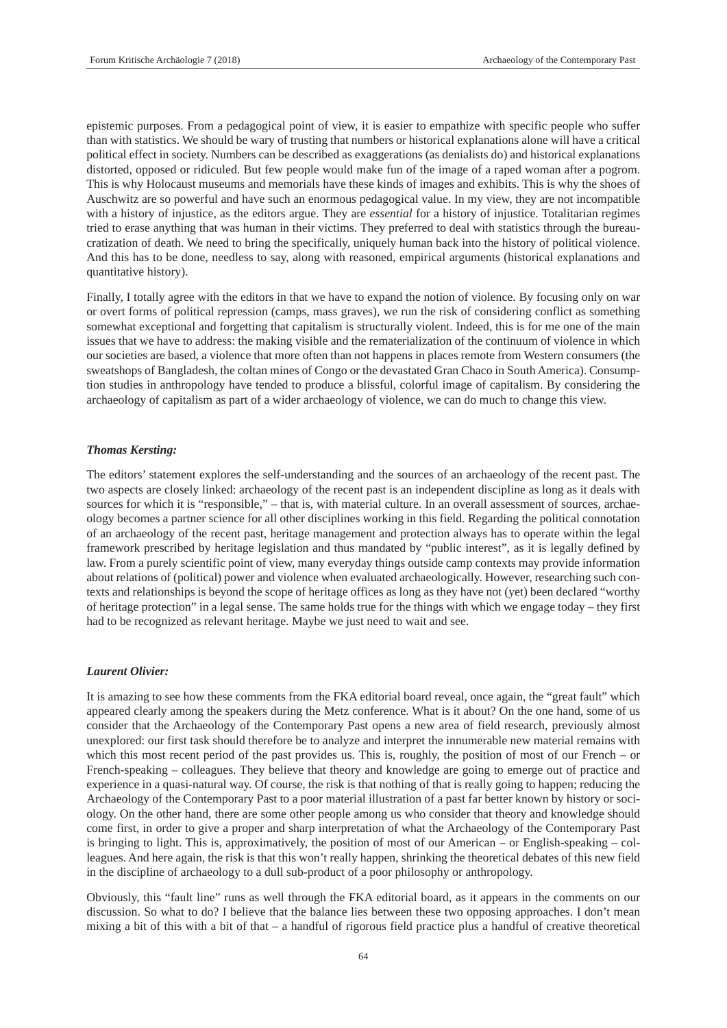epistemic purposes. From a pedagogical point of view, it is easier to empathize with specific people who suffer than with statistics. We should be wary of trusting that numbers or historical explanations alone will have a critical political effect in society. Numbers can be described as exaggerations (as denialists do) and historical explanations distorted, opposed or ridiculed. But few people would make fun of the image of a raped woman after a pogrom. This is why Holocaust museums and memorials have these kinds of images and exhibits. This is why the shoes of Auschwitz are so powerful and have such an enormous pedagogical value. In my view, they are not incompatible with a history of injustice, as the editors argue. They are *essential* for a history of injustice. Totalitarian regimes tried to erase anything that was human in their victims. They preferred to deal with statistics through the bureaucratization of death. We need to bring the specifically, uniquely human back into the history of political violence. And this has to be done, needless to say, along with reasoned, empirical arguments (historical explanations and quantitative history).

Finally, I totally agree with the editors in that we have to expand the notion of violence. By focusing only on war or overt forms of political repression (camps, mass graves), we run the risk of considering conflict as something somewhat exceptional and forgetting that capitalism is structurally violent. Indeed, this is for me one of the main issues that we have to address: the making visible and the rematerialization of the continuum of violence in which our societies are based, a violence that more often than not happens in places remote from Western consumers (the sweatshops of Bangladesh, the coltan mines of Congo or the devastated Gran Chaco in South America). Consumption studies in anthropology have tended to produce a blissful, colorful image of capitalism. By considering the archaeology of capitalism as part of a wider archaeology of violence, we can do much to change this view.

***Thomas Kersting:***

The editors' statement explores the self-understanding and the sources of an archaeology of the recent past. The two aspects are closely linked: archaeology of the recent past is an independent discipline as long as it deals with sources for which it is "responsible," – that is, with material culture. In an overall assessment of sources, archaeology becomes a partner science for all other disciplines working in this field. Regarding the political connotation of an archaeology of the recent past, heritage management and protection always has to operate within the legal framework prescribed by heritage legislation and thus mandated by "public interest", as it is legally defined by law. From a purely scientific point of view, many everyday things outside camp contexts may provide information about relations of (political) power and violence when evaluated archaeologically. However, researching such contexts and relationships is beyond the scope of heritage offices as long as they have not (yet) been declared "worthy of heritage protection" in a legal sense. The same holds true for the things with which we engage today – they first had to be recognized as relevant heritage. Maybe we just need to wait and see.

***Laurent Olivier:***

It is amazing to see how these comments from the FKA editorial board reveal, once again, the "great fault" which appeared clearly among the speakers during the Metz conference. What is it about? On the one hand, some of us consider that the Archaeology of the Contemporary Past opens a new area of field research, previously almost unexplored: our first task should therefore be to analyze and interpret the innumerable new material remains with which this most recent period of the past provides us. This is, roughly, the position of most of our French – or French-speaking – colleagues. They believe that theory and knowledge are going to emerge out of practice and experience in a quasi-natural way. Of course, the risk is that nothing of that is really going to happen; reducing the Archaeology of the Contemporary Past to a poor material illustration of a past far better known by history or sociology. On the other hand, there are some other people among us who consider that theory and knowledge should come first, in order to give a proper and sharp interpretation of what the Archaeology of the Contemporary Past is bringing to light. This is, approximatively, the position of most of our American – or English-speaking – colleagues. And here again, the risk is that this won't really happen, shrinking the theoretical debates of this new field in the discipline of archaeology to a dull sub-product of a poor philosophy or anthropology.

Obviously, this "fault line" runs as well through the FKA editorial board, as it appears in the comments on our discussion. So what to do? I believe that the balance lies between these two opposing approaches. I don't mean mixing a bit of this with a bit of that – a handful of rigorous field practice plus a handful of creative theoretical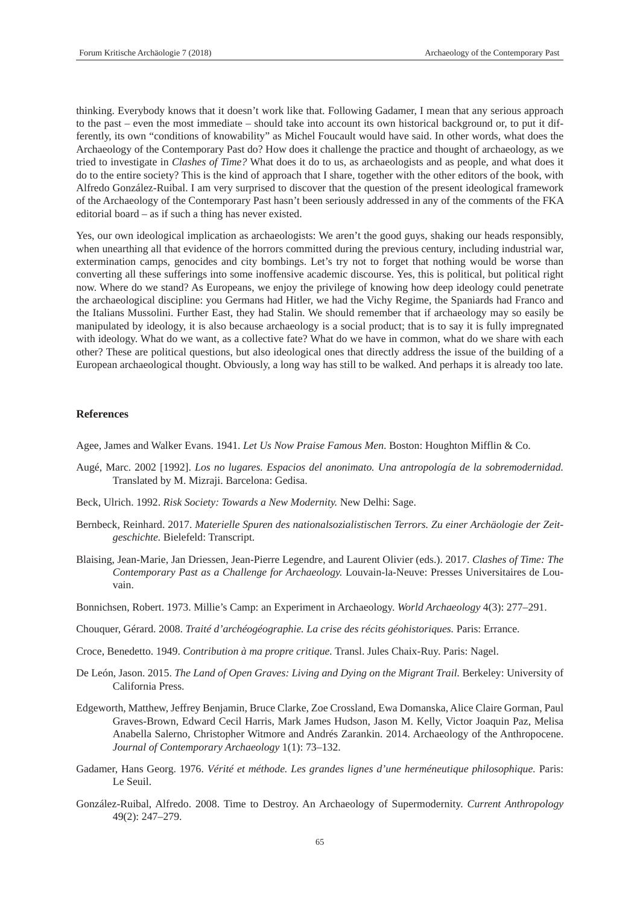thinking. Everybody knows that it doesn't work like that. Following Gadamer, I mean that any serious approach to the past – even the most immediate – should take into account its own historical background or, to put it differently, its own "conditions of knowability" as Michel Foucault would have said. In other words, what does the Archaeology of the Contemporary Past do? How does it challenge the practice and thought of archaeology, as we tried to investigate in *Clashes of Time?* What does it do to us, as archaeologists and as people, and what does it do to the entire society? This is the kind of approach that I share, together with the other editors of the book, with Alfredo González-Ruibal. I am very surprised to discover that the question of the present ideological framework of the Archaeology of the Contemporary Past hasn't been seriously addressed in any of the comments of the FKA editorial board – as if such a thing has never existed.

Yes, our own ideological implication as archaeologists: We aren't the good guys, shaking our heads responsibly, when unearthing all that evidence of the horrors committed during the previous century, including industrial war, extermination camps, genocides and city bombings. Let's try not to forget that nothing would be worse than converting all these sufferings into some inoffensive academic discourse. Yes, this is political, but political right now. Where do we stand? As Europeans, we enjoy the privilege of knowing how deep ideology could penetrate the archaeological discipline: you Germans had Hitler, we had the Vichy Regime, the Spaniards had Franco and the Italians Mussolini. Further East, they had Stalin. We should remember that if archaeology may so easily be manipulated by ideology, it is also because archaeology is a social product; that is to say it is fully impregnated with ideology. What do we want, as a collective fate? What do we have in common, what do we share with each other? These are political questions, but also ideological ones that directly address the issue of the building of a European archaeological thought. Obviously, a long way has still to be walked. And perhaps it is already too late.

## References

Agee, James and Walker Evans. 1941. *Let Us Now Praise Famous Men.* Boston: Houghton Mifflin & Co.

Augé, Marc. 2002 [1992]. *Los no lugares. Espacios del anonimato. Una antropología de la sobremodernidad.* Translated by M. Mizraji. Barcelona: Gedisa.

Beck, Ulrich. 1992. *Risk Society: Towards a New Modernity.* New Delhi: Sage.

Bernbeck, Reinhard. 2017. *Materielle Spuren des nationalsozialistischen Terrors. Zu einer Archäologie der Zeitgeschichte.* Bielefeld: Transcript.

Blaising, Jean-Marie, Jan Driessen, Jean-Pierre Legendre, and Laurent Olivier (eds.). 2017. *Clashes of Time: The Contemporary Past as a Challenge for Archaeology.* Louvain-la-Neuve: Presses Universitaires de Louvain.

Bonnichsen, Robert. 1973. Millie's Camp: an Experiment in Archaeology. *World Archaeology* 4(3): 277–291.

Chouquer, Gérard. 2008. *Traité d'archéogéographie. La crise des récits géohistoriques.* Paris: Errance.

Croce, Benedetto. 1949. *Contribution à ma propre critique.* Transl. Jules Chaix-Ruy. Paris: Nagel.

De León, Jason. 2015. *The Land of Open Graves: Living and Dying on the Migrant Trail.* Berkeley: University of California Press.

Edgeworth, Matthew, Jeffrey Benjamin, Bruce Clarke, Zoe Crossland, Ewa Domanska, Alice Claire Gorman, Paul Graves-Brown, Edward Cecil Harris, Mark James Hudson, Jason M. Kelly, Victor Joaquin Paz, Melisa Anabella Salerno, Christopher Witmore and Andrés Zarankin. 2014. Archaeology of the Anthropocene. *Journal of Contemporary Archaeology* 1(1): 73–132.

Gadamer, Hans Georg. 1976. *Vérité et méthode. Les grandes lignes d'une herméneutique philosophique.* Paris: Le Seuil.

González-Ruibal, Alfredo. 2008. Time to Destroy. An Archaeology of Supermodernity. *Current Anthropology* 49(2): 247–279.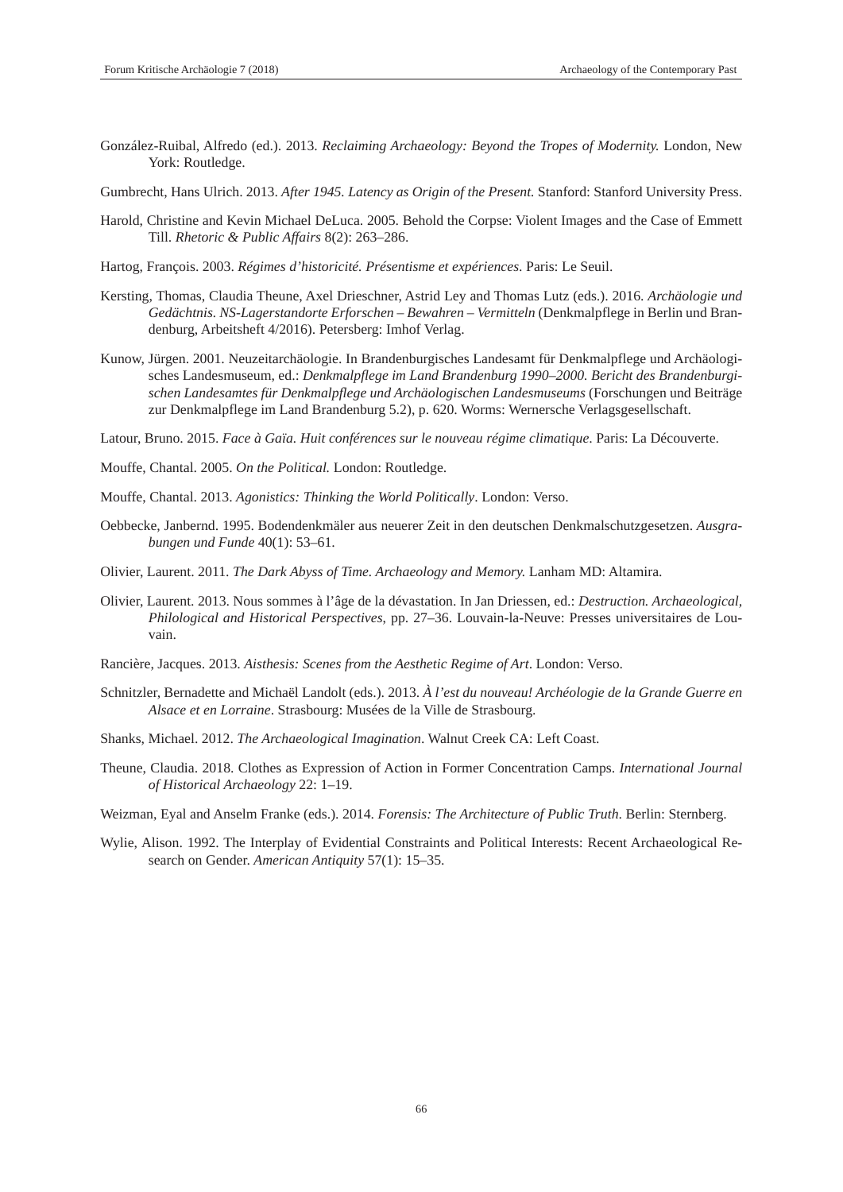González-Ruibal, Alfredo (ed.). 2013. *Reclaiming Archaeology: Beyond the Tropes of Modernity.* London, New York: Routledge.

Gumbrecht, Hans Ulrich. 2013. *After 1945. Latency as Origin of the Present.* Stanford: Stanford University Press.

Harold, Christine and Kevin Michael DeLuca. 2005. Behold the Corpse: Violent Images and the Case of Emmett Till. *Rhetoric & Public Affairs* 8(2): 263–286.

Hartog, François. 2003. *Régimes d'historicité. Présentisme et expériences.* Paris: Le Seuil.

Kersting, Thomas, Claudia Theune, Axel Drieschner, Astrid Ley and Thomas Lutz (eds.). 2016. *Archäologie und Gedächtnis. NS-Lagerstandorte Erforschen – Bewahren – Vermitteln* (Denkmalpflege in Berlin und Brandenburg, Arbeitsheft 4/2016). Petersberg: Imhof Verlag.

Kunow, Jürgen. 2001. Neuzeitarchäologie. In Brandenburgisches Landesamt für Denkmalpflege und Archäologisches Landesmuseum, ed.: *Denkmalpflege im Land Brandenburg 1990–2000. Bericht des Brandenburgischen Landesamtes für Denkmalpflege und Archäologischen Landesmuseums* (Forschungen und Beiträge zur Denkmalpflege im Land Brandenburg 5.2), p. 620. Worms: Wernersche Verlagsgesellschaft.

Latour, Bruno. 2015. *Face à Gaïa. Huit conférences sur le nouveau régime climatique*. Paris: La Découverte.

Mouffe, Chantal. 2005. *On the Political.* London: Routledge.

Mouffe, Chantal. 2013. *Agonistics: Thinking the World Politically*. London: Verso.

Oebbecke, Janbernd. 1995. Bodendenkmäler aus neuerer Zeit in den deutschen Denkmalschutzgesetzen. *Ausgrabungen und Funde* 40(1): 53–61.

Olivier, Laurent. 2011. *The Dark Abyss of Time. Archaeology and Memory.* Lanham MD: Altamira.

Olivier, Laurent. 2013. Nous sommes à l'âge de la dévastation. In Jan Driessen, ed.: *Destruction. Archaeological, Philological and Historical Perspectives*, pp. 27–36. Louvain-la-Neuve: Presses universitaires de Louvain.

Rancière, Jacques. 2013. *Aisthesis: Scenes from the Aesthetic Regime of Art*. London: Verso.

Schnitzler, Bernadette and Michaël Landolt (eds.). 2013. *À l'est du nouveau! Archéologie de la Grande Guerre en Alsace et en Lorraine*. Strasbourg: Musées de la Ville de Strasbourg.

Shanks, Michael. 2012. *The Archaeological Imagination*. Walnut Creek CA: Left Coast.

Theune, Claudia. 2018. Clothes as Expression of Action in Former Concentration Camps. *International Journal of Historical Archaeology* 22: 1–19.

Weizman, Eyal and Anselm Franke (eds.). 2014. *Forensis: The Architecture of Public Truth*. Berlin: Sternberg.

Wylie, Alison. 1992. The Interplay of Evidential Constraints and Political Interests: Recent Archaeological Research on Gender. *American Antiquity* 57(1): 15–35.